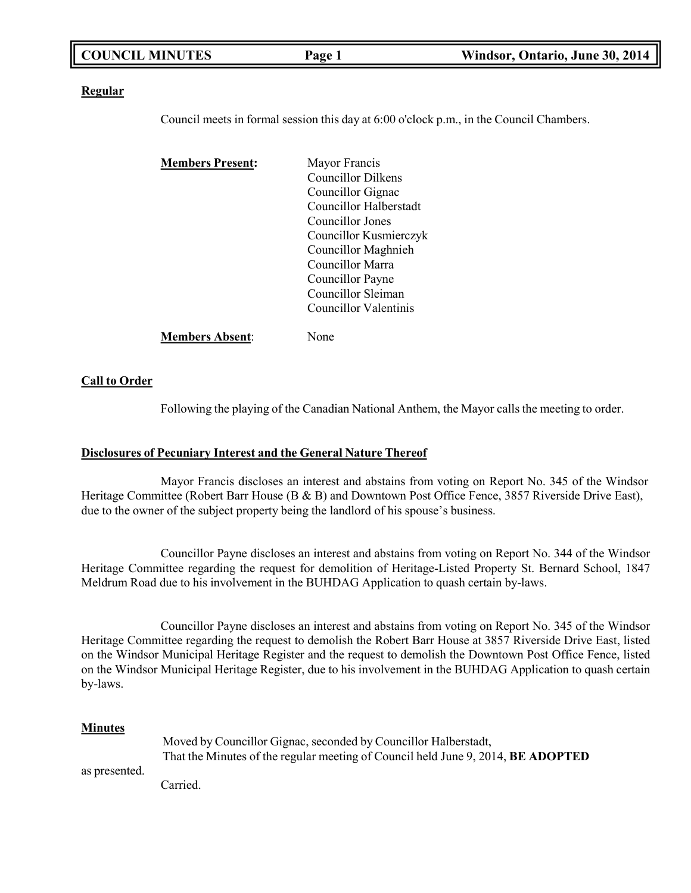**Regular**

Council meets in formal session this day at 6:00 o'clock p.m., in the Council Chambers.

**Members Present:**

Mayor Francis
Councillor Dilkens
Councillor Gignac
Councillor Halberstadt
Councillor Jones
Councillor Kusmierczyk
Councillor Maghnieh
Councillor Marra
Councillor Payne
Councillor Sleiman
Councillor Valentinis

**Members Absent**: None

**Call to Order**

Following the playing of the Canadian National Anthem, the Mayor calls the meeting to order.

**Disclosures of Pecuniary Interest and the General Nature Thereof**

Mayor Francis discloses an interest and abstains from voting on Report No. 345 of the Windsor Heritage Committee (Robert Barr House (B & B) and Downtown Post Office Fence, 3857 Riverside Drive East), due to the owner of the subject property being the landlord of his spouse's business.

Councillor Payne discloses an interest and abstains from voting on Report No. 344 of the Windsor Heritage Committee regarding the request for demolition of Heritage-Listed Property St. Bernard School, 1847 Meldrum Road due to his involvement in the BUHDAG Application to quash certain by-laws.

Councillor Payne discloses an interest and abstains from voting on Report No. 345 of the Windsor Heritage Committee regarding the request to demolish the Robert Barr House at 3857 Riverside Drive East, listed on the Windsor Municipal Heritage Register and the request to demolish the Downtown Post Office Fence, listed on the Windsor Municipal Heritage Register, due to his involvement in the BUHDAG Application to quash certain by-laws.

**Minutes**

Moved by Councillor Gignac, seconded by Councillor Halberstadt,
That the Minutes of the regular meeting of Council held June 9, 2014, **BE ADOPTED** as presented.
Carried.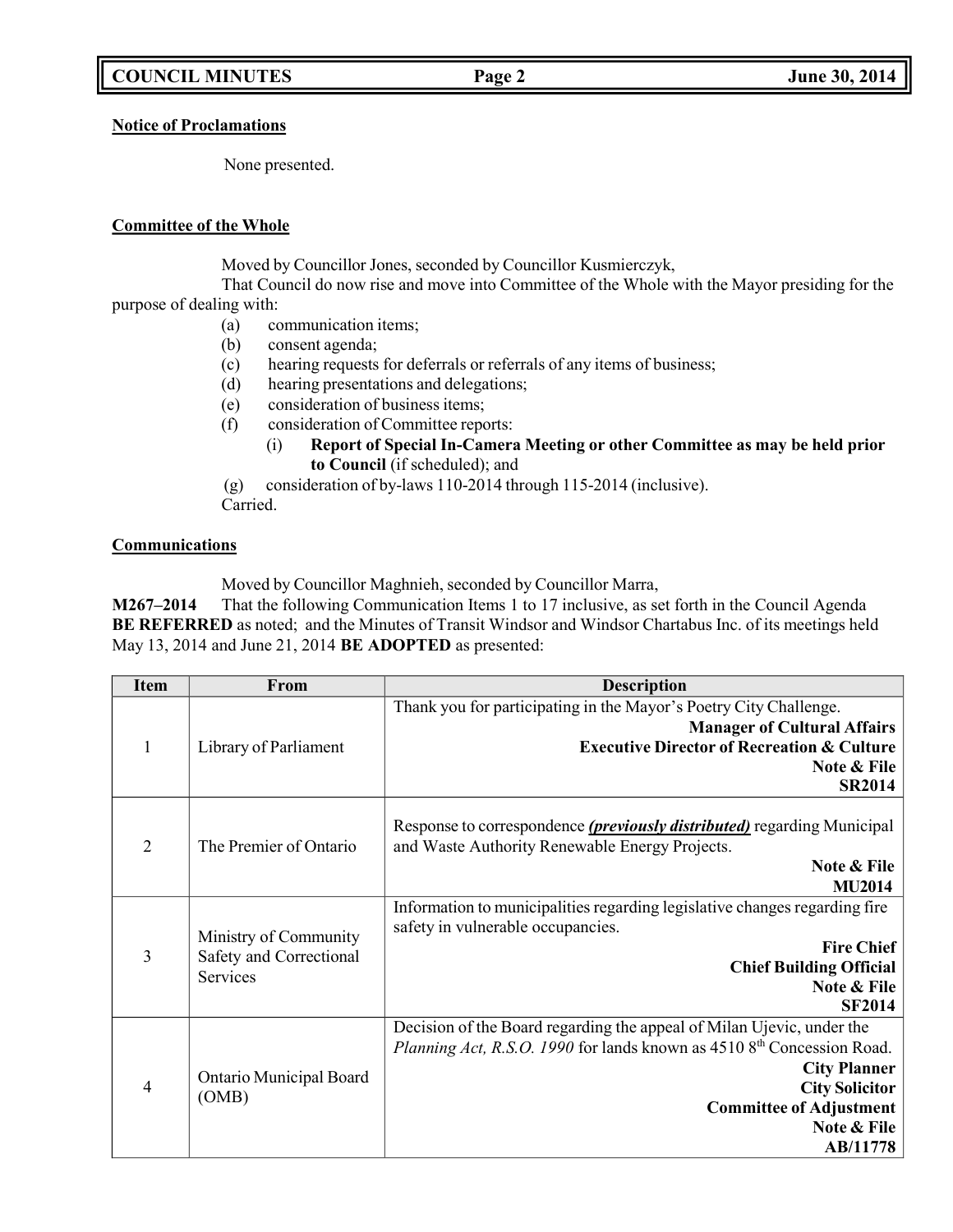**Notice of Proclamations**

None presented.

**Committee of the Whole**

Moved by Councillor Jones, seconded by Councillor Kusmierczyk,

That Council do now rise and move into Committee of the Whole with the Mayor presiding for the purpose of dealing with:

- (a) communication items;
- (b) consent agenda;
- (c) hearing requests for deferrals or referrals of any items of business;
- (d) hearing presentations and delegations;
- (e) consideration of business items;
- (f) consideration of Committee reports:
  - (i) **Report of Special In-Camera Meeting or other Committee as may be held prior to Council** (if scheduled); and
- (g) consideration of by-laws 110-2014 through 115-2014 (inclusive).

Carried.

**Communications**

Moved by Councillor Maghnieh, seconded by Councillor Marra,

**M267–2014** That the following Communication Items 1 to 17 inclusive, as set forth in the Council Agenda **BE REFERRED** as noted; and the Minutes of Transit Windsor and Windsor Chartabus Inc. of its meetings held May 13, 2014 and June 21, 2014 **BE ADOPTED** as presented:

| Item | From | Description |
|---|---|---|
| 1 | Library of Parliament | Thank you for participating in the Mayor's Poetry City Challenge. **Manager of Cultural Affairs** **Executive Director of Recreation & Culture** **Note & File** **SR2014** |
| 2 | The Premier of Ontario | Response to correspondence ***(previously distributed)*** regarding Municipal and Waste Authority Renewable Energy Projects. **Note & File** **MU2014** |
| 3 | Ministry of Community Safety and Correctional Services | Information to municipalities regarding legislative changes regarding fire safety in vulnerable occupancies. **Fire Chief** **Chief Building Official** **Note & File** **SF2014** |
| 4 | Ontario Municipal Board (OMB) | Decision of the Board regarding the appeal of Milan Ujevic, under the *Planning Act, R.S.O. 1990* for lands known as 4510 8th Concession Road. **City Planner** **City Solicitor** **Committee of Adjustment** **Note & File** **AB/11778** |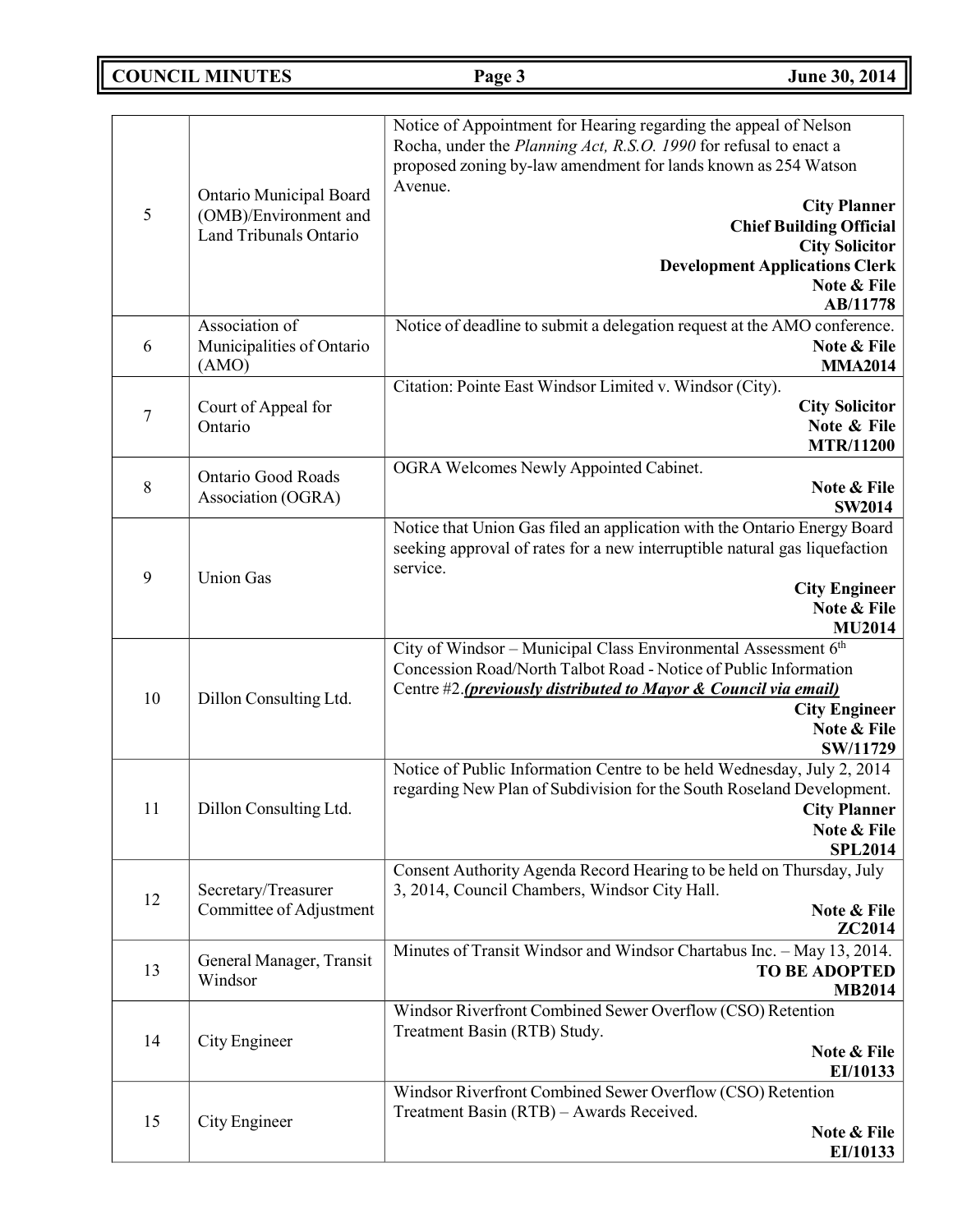| | | |
|---|---|---|
| 5 | Ontario Municipal Board (OMB)/Environment and Land Tribunals Ontario | Notice of Appointment for Hearing regarding the appeal of Nelson Rocha, under the *Planning Act, R.S.O. 1990* for refusal to enact a proposed zoning by-law amendment for lands known as 254 Watson Avenue. **City Planner** **Chief Building Official** **City Solicitor** **Development Applications Clerk** **Note & File** **AB/11778** |
| 6 | Association of Municipalities of Ontario (AMO) | Notice of deadline to submit a delegation request at the AMO conference. **Note & File** **MMA2014** |
| 7 | Court of Appeal for Ontario | Citation: Pointe East Windsor Limited v. Windsor (City). **City Solicitor** **Note & File** **MTR/11200** |
| 8 | Ontario Good Roads Association (OGRA) | OGRA Welcomes Newly Appointed Cabinet. **Note & File** **SW2014** |
| 9 | Union Gas | Notice that Union Gas filed an application with the Ontario Energy Board seeking approval of rates for a new interruptible natural gas liquefaction service. **City Engineer** **Note & File** **MU2014** |
| 10 | Dillon Consulting Ltd. | City of Windsor – Municipal Class Environmental Assessment 6th Concession Road/North Talbot Road - Notice of Public Information Centre #2.***previously distributed to Mayor & Council via email)*** **City Engineer** **Note & File** **SW/11729** |
| 11 | Dillon Consulting Ltd. | Notice of Public Information Centre to be held Wednesday, July 2, 2014 regarding New Plan of Subdivision for the South Roseland Development. **City Planner** **Note & File** **SPL2014** |
| 12 | Secretary/Treasurer Committee of Adjustment | Consent Authority Agenda Record Hearing to be held on Thursday, July 3, 2014, Council Chambers, Windsor City Hall. **Note & File** **ZC2014** |
| 13 | General Manager, Transit Windsor | Minutes of Transit Windsor and Windsor Chartabus Inc. – May 13, 2014. **TO BE ADOPTED** **MB2014** |
| 14 | City Engineer | Windsor Riverfront Combined Sewer Overflow (CSO) Retention Treatment Basin (RTB) Study. **Note & File** **EI/10133** |
| 15 | City Engineer | Windsor Riverfront Combined Sewer Overflow (CSO) Retention Treatment Basin (RTB) – Awards Received. **Note & File** **EI/10133** |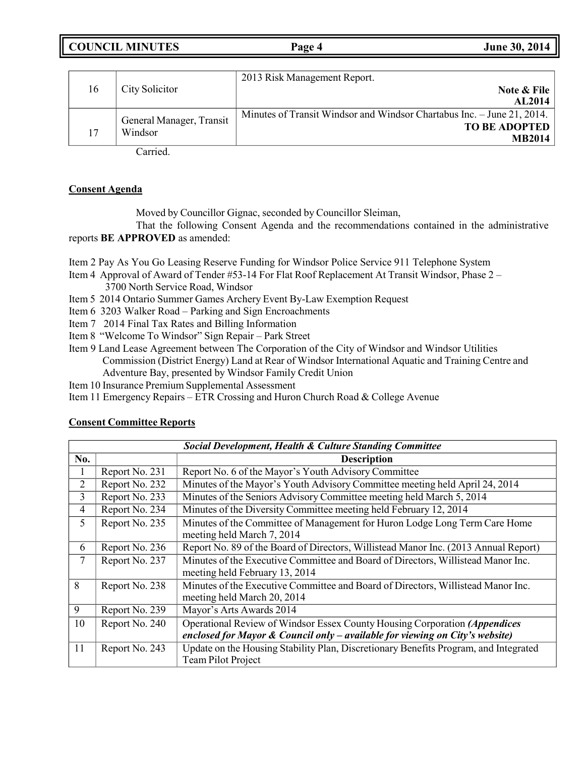| 16 | City Solicitor | 2013 Risk Management Report. **Note & File AL2014** |
|---|---|---|
| 17 | General Manager, Transit Windsor | Minutes of Transit Windsor and Windsor Chartabus Inc. – June 21, 2014. **TO BE ADOPTED MB2014** |

Carried.

**Consent Agenda**

Moved by Councillor Gignac, seconded by Councillor Sleiman,

That the following Consent Agenda and the recommendations contained in the administrative reports **BE APPROVED** as amended:

Item 2 Pay As You Go Leasing Reserve Funding for Windsor Police Service 911 Telephone System
Item 4 Approval of Award of Tender #53-14 For Flat Roof Replacement At Transit Windsor, Phase 2 – 3700 North Service Road, Windsor
Item 5 2014 Ontario Summer Games Archery Event By-Law Exemption Request
Item 6 3203 Walker Road – Parking and Sign Encroachments
Item 7 2014 Final Tax Rates and Billing Information
Item 8 "Welcome To Windsor" Sign Repair – Park Street
Item 9 Land Lease Agreement between The Corporation of the City of Windsor and Windsor Utilities Commission (District Energy) Land at Rear of Windsor International Aquatic and Training Centre and Adventure Bay, presented by Windsor Family Credit Union
Item 10 Insurance Premium Supplemental Assessment
Item 11 Emergency Repairs – ETR Crossing and Huron Church Road & College Avenue

**Consent Committee Reports**

| ***Social Development, Health & Culture Standing Committee*** | | |
|---|---|---|
| **No.** | | **Description** |
| 1 | Report No. 231 | Report No. 6 of the Mayor's Youth Advisory Committee |
| 2 | Report No. 232 | Minutes of the Mayor's Youth Advisory Committee meeting held April 24, 2014 |
| 3 | Report No. 233 | Minutes of the Seniors Advisory Committee meeting held March 5, 2014 |
| 4 | Report No. 234 | Minutes of the Diversity Committee meeting held February 12, 2014 |
| 5 | Report No. 235 | Minutes of the Committee of Management for Huron Lodge Long Term Care Home meeting held March 7, 2014 |
| 6 | Report No. 236 | Report No. 89 of the Board of Directors, Willistead Manor Inc. (2013 Annual Report) |
| 7 | Report No. 237 | Minutes of the Executive Committee and Board of Directors, Willistead Manor Inc. meeting held February 13, 2014 |
| 8 | Report No. 238 | Minutes of the Executive Committee and Board of Directors, Willistead Manor Inc. meeting held March 20, 2014 |
| 9 | Report No. 239 | Mayor's Arts Awards 2014 |
| 10 | Report No. 240 | Operational Review of Windsor Essex County Housing Corporation ***(Appendices enclosed for Mayor & Council only – available for viewing on City's website)*** |
| 11 | Report No. 243 | Update on the Housing Stability Plan, Discretionary Benefits Program, and Integrated Team Pilot Project |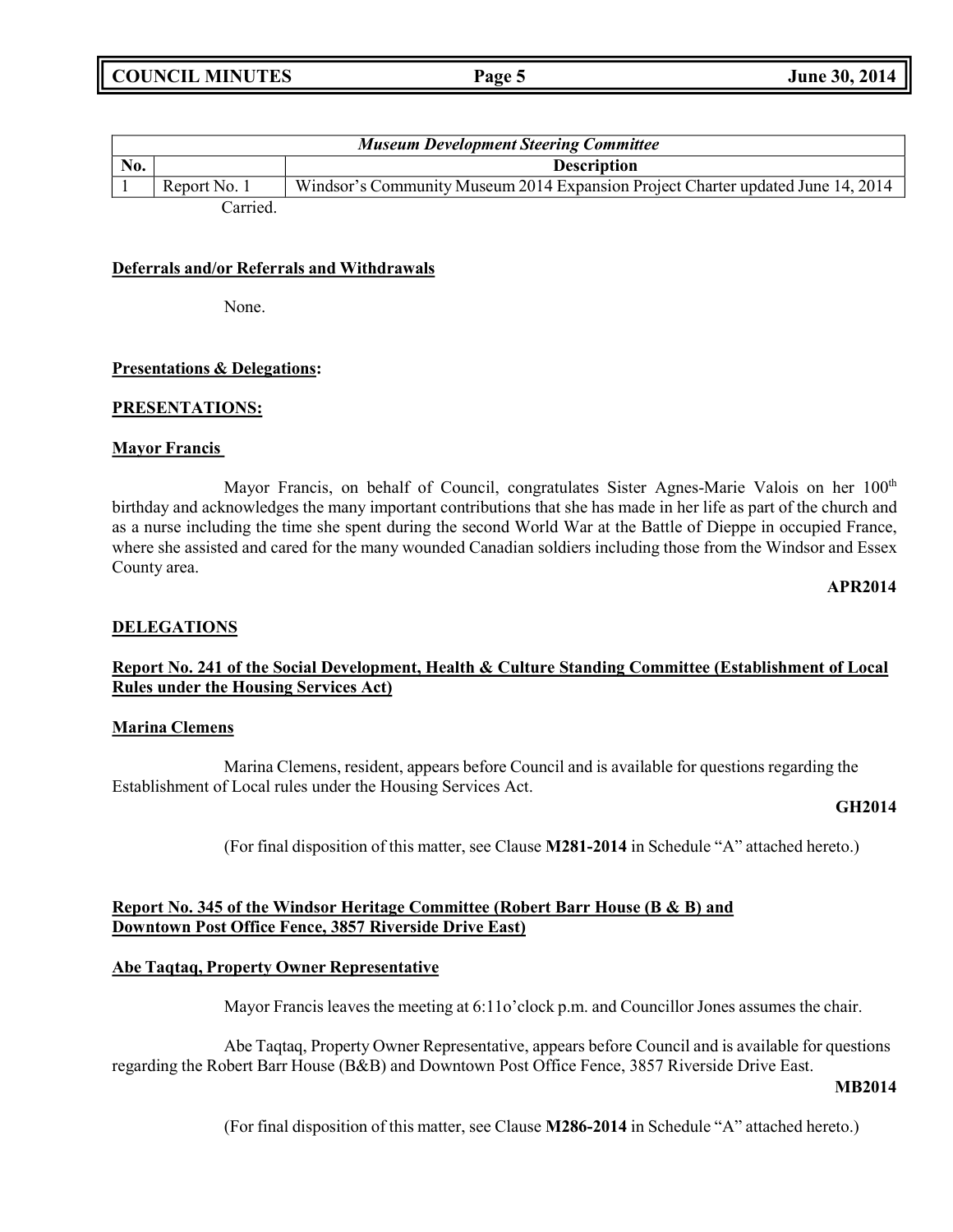| *Museum Development Steering Committee* | | |
|---|---|---|
| **No.** | | **Description** |
| 1 | Report No. 1 | Windsor's Community Museum 2014 Expansion Project Charter updated June 14, 2014 |

Carried.

**Deferrals and/or Referrals and Withdrawals**

None.

**Presentations & Delegations:**

**PRESENTATIONS:**

**Mayor Francis**

Mayor Francis, on behalf of Council, congratulates Sister Agnes-Marie Valois on her 100th birthday and acknowledges the many important contributions that she has made in her life as part of the church and as a nurse including the time she spent during the second World War at the Battle of Dieppe in occupied France, where she assisted and cared for the many wounded Canadian soldiers including those from the Windsor and Essex County area.

**APR2014**

**DELEGATIONS**

**Report No. 241 of the Social Development, Health & Culture Standing Committee (Establishment of Local Rules under the Housing Services Act)**

**Marina Clemens**

Marina Clemens, resident, appears before Council and is available for questions regarding the Establishment of Local rules under the Housing Services Act.

**GH2014**

(For final disposition of this matter, see Clause **M281-2014** in Schedule "A" attached hereto.)

**Report No. 345 of the Windsor Heritage Committee (Robert Barr House (B & B) and Downtown Post Office Fence, 3857 Riverside Drive East)**

**Abe Taqtaq, Property Owner Representative**

Mayor Francis leaves the meeting at 6:11o'clock p.m. and Councillor Jones assumes the chair.

Abe Taqtaq, Property Owner Representative, appears before Council and is available for questions regarding the Robert Barr House (B&B) and Downtown Post Office Fence, 3857 Riverside Drive East.

**MB2014**

(For final disposition of this matter, see Clause **M286-2014** in Schedule "A" attached hereto.)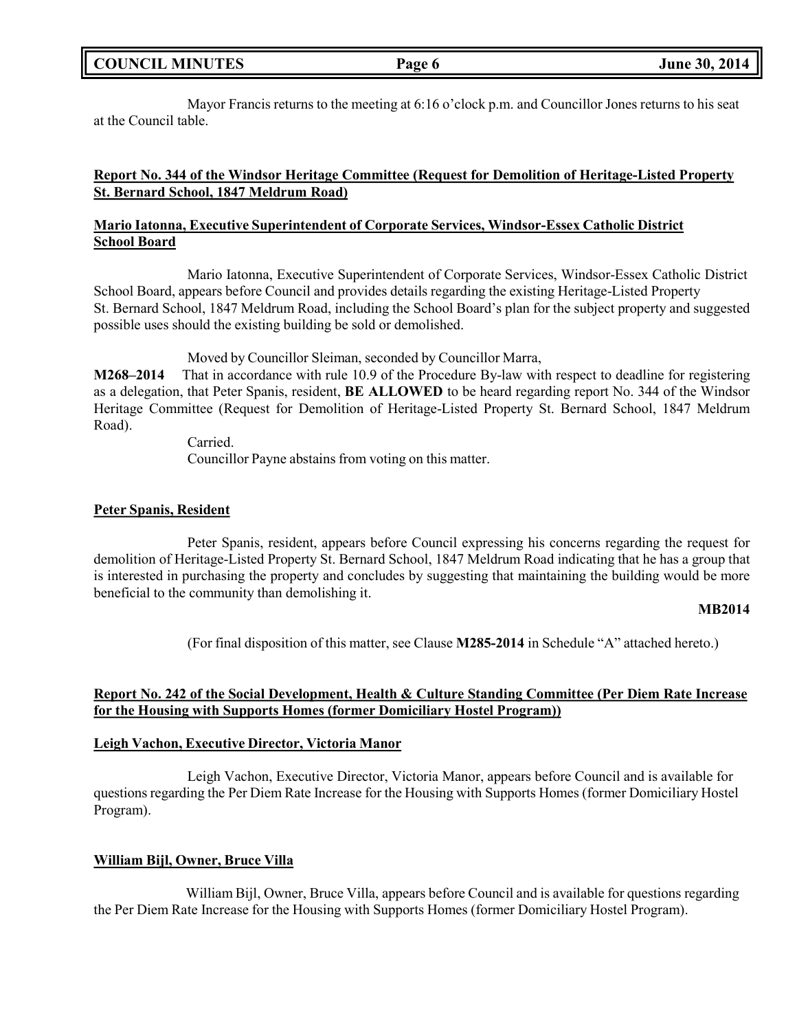Mayor Francis returns to the meeting at 6:16 o'clock p.m. and Councillor Jones returns to his seat at the Council table.

**Report No. 344 of the Windsor Heritage Committee (Request for Demolition of Heritage-Listed Property St. Bernard School, 1847 Meldrum Road)**

**Mario Iatonna, Executive Superintendent of Corporate Services, Windsor-Essex Catholic District School Board**

Mario Iatonna, Executive Superintendent of Corporate Services, Windsor-Essex Catholic District School Board, appears before Council and provides details regarding the existing Heritage-Listed Property St. Bernard School, 1847 Meldrum Road, including the School Board's plan for the subject property and suggested possible uses should the existing building be sold or demolished.

Moved by Councillor Sleiman, seconded by Councillor Marra,

**M268–2014** That in accordance with rule 10.9 of the Procedure By-law with respect to deadline for registering as a delegation, that Peter Spanis, resident, **BE ALLOWED** to be heard regarding report No. 344 of the Windsor Heritage Committee (Request for Demolition of Heritage-Listed Property St. Bernard School, 1847 Meldrum Road).

Carried.

Councillor Payne abstains from voting on this matter.

**Peter Spanis, Resident**

Peter Spanis, resident, appears before Council expressing his concerns regarding the request for demolition of Heritage-Listed Property St. Bernard School, 1847 Meldrum Road indicating that he has a group that is interested in purchasing the property and concludes by suggesting that maintaining the building would be more beneficial to the community than demolishing it.

**MB2014**

(For final disposition of this matter, see Clause **M285-2014** in Schedule "A" attached hereto.)

**Report No. 242 of the Social Development, Health & Culture Standing Committee (Per Diem Rate Increase for the Housing with Supports Homes (former Domiciliary Hostel Program))**

**Leigh Vachon, Executive Director, Victoria Manor**

Leigh Vachon, Executive Director, Victoria Manor, appears before Council and is available for questions regarding the Per Diem Rate Increase for the Housing with Supports Homes (former Domiciliary Hostel Program).

**William Bijl, Owner, Bruce Villa**

William Bijl, Owner, Bruce Villa, appears before Council and is available for questions regarding the Per Diem Rate Increase for the Housing with Supports Homes (former Domiciliary Hostel Program).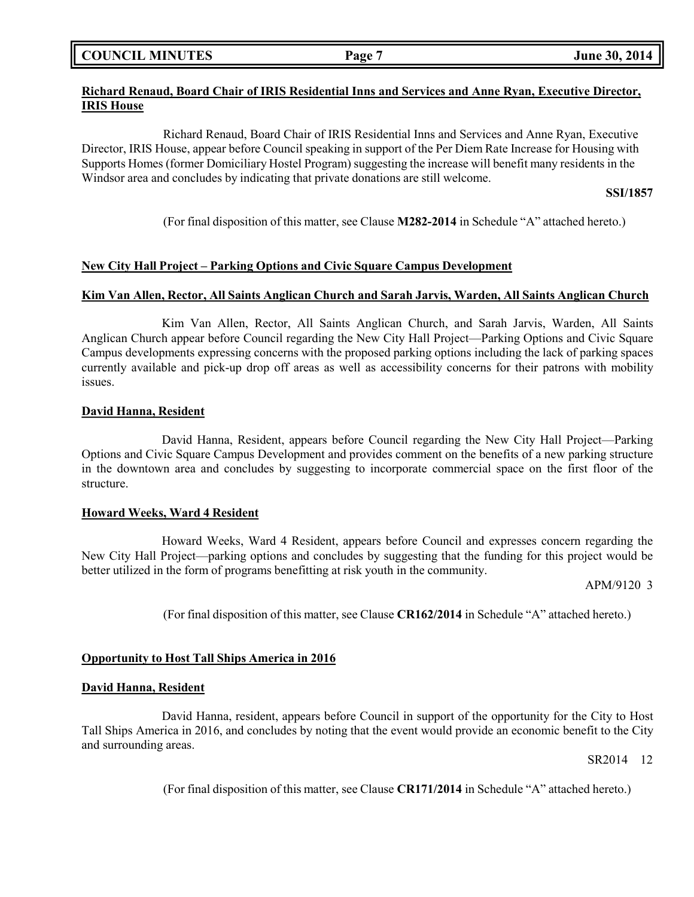**Richard Renaud, Board Chair of IRIS Residential Inns and Services and Anne Ryan, Executive Director, IRIS House**

Richard Renaud, Board Chair of IRIS Residential Inns and Services and Anne Ryan, Executive Director, IRIS House, appear before Council speaking in support of the Per Diem Rate Increase for Housing with Supports Homes (former Domiciliary Hostel Program) suggesting the increase will benefit many residents in the Windsor area and concludes by indicating that private donations are still welcome.

**SSI/1857**

(For final disposition of this matter, see Clause **M282-2014** in Schedule "A" attached hereto.)

**New City Hall Project – Parking Options and Civic Square Campus Development**

**Kim Van Allen, Rector, All Saints Anglican Church and Sarah Jarvis, Warden, All Saints Anglican Church**

Kim Van Allen, Rector, All Saints Anglican Church, and Sarah Jarvis, Warden, All Saints Anglican Church appear before Council regarding the New City Hall Project—Parking Options and Civic Square Campus developments expressing concerns with the proposed parking options including the lack of parking spaces currently available and pick-up drop off areas as well as accessibility concerns for their patrons with mobility issues.

**David Hanna, Resident**

David Hanna, Resident, appears before Council regarding the New City Hall Project—Parking Options and Civic Square Campus Development and provides comment on the benefits of a new parking structure in the downtown area and concludes by suggesting to incorporate commercial space on the first floor of the structure.

**Howard Weeks, Ward 4 Resident**

Howard Weeks, Ward 4 Resident, appears before Council and expresses concern regarding the New City Hall Project—parking options and concludes by suggesting that the funding for this project would be better utilized in the form of programs benefitting at risk youth in the community.

APM/9120 3

(For final disposition of this matter, see Clause **CR162/2014** in Schedule "A" attached hereto.)

**Opportunity to Host Tall Ships America in 2016**

**David Hanna, Resident**

David Hanna, resident, appears before Council in support of the opportunity for the City to Host Tall Ships America in 2016, and concludes by noting that the event would provide an economic benefit to the City and surrounding areas.

SR2014 12

(For final disposition of this matter, see Clause **CR171/2014** in Schedule "A" attached hereto.)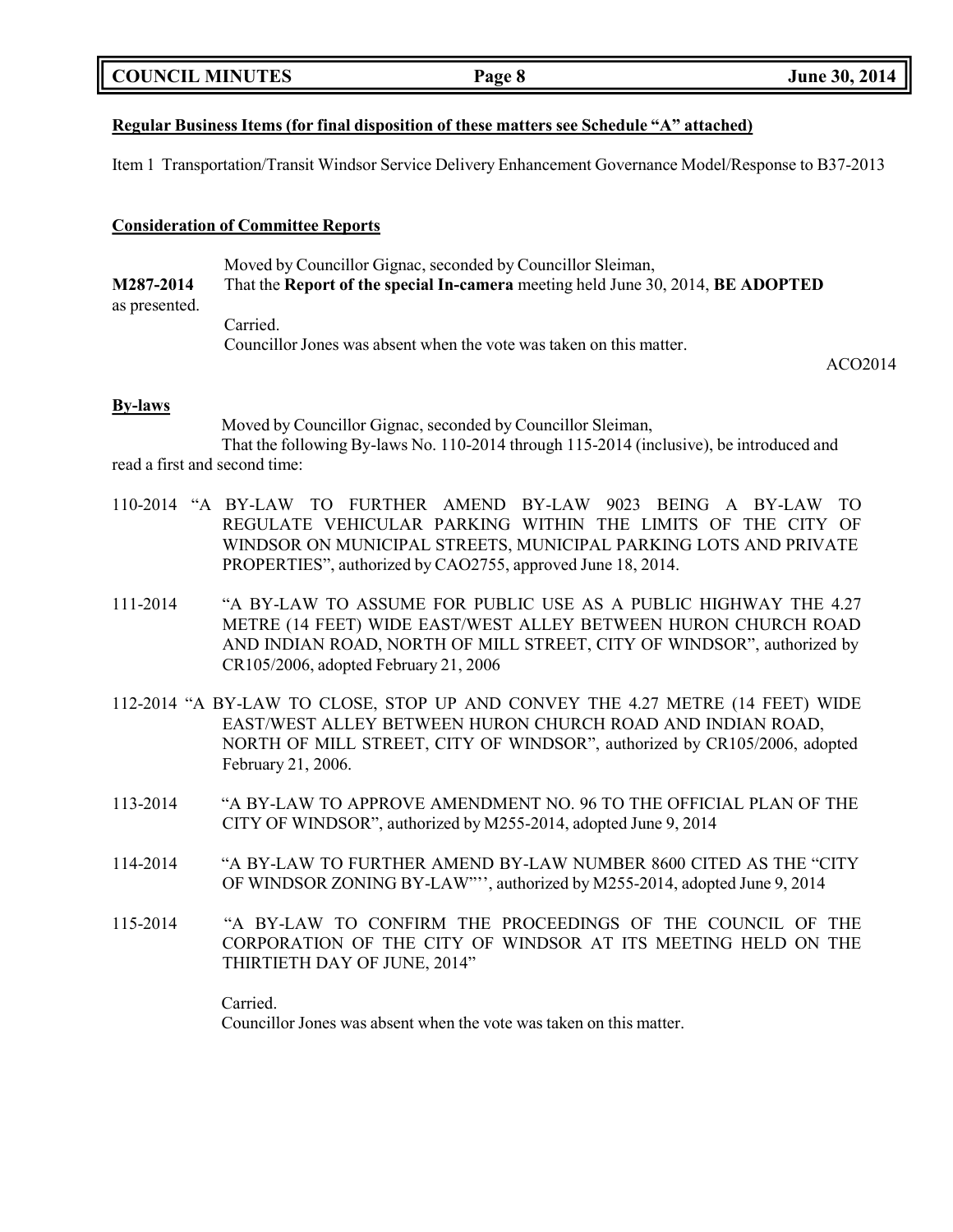**Regular Business Items (for final disposition of these matters see Schedule "A" attached)**

Item 1 Transportation/Transit Windsor Service Delivery Enhancement Governance Model/Response to B37-2013

**Consideration of Committee Reports**

Moved by Councillor Gignac, seconded by Councillor Sleiman,

**M287-2014** That the **Report of the special In-camera** meeting held June 30, 2014, **BE ADOPTED** as presented.

Carried.

Councillor Jones was absent when the vote was taken on this matter.

ACO2014

**By-laws**

Moved by Councillor Gignac, seconded by Councillor Sleiman,

That the following By-laws No. 110-2014 through 115-2014 (inclusive), be introduced and read a first and second time:

110-2014 "A BY-LAW TO FURTHER AMEND BY-LAW 9023 BEING A BY-LAW TO REGULATE VEHICULAR PARKING WITHIN THE LIMITS OF THE CITY OF WINDSOR ON MUNICIPAL STREETS, MUNICIPAL PARKING LOTS AND PRIVATE PROPERTIES", authorized by CAO2755, approved June 18, 2014.

111-2014 "A BY-LAW TO ASSUME FOR PUBLIC USE AS A PUBLIC HIGHWAY THE 4.27 METRE (14 FEET) WIDE EAST/WEST ALLEY BETWEEN HURON CHURCH ROAD AND INDIAN ROAD, NORTH OF MILL STREET, CITY OF WINDSOR", authorized by CR105/2006, adopted February 21, 2006

112-2014 "A BY-LAW TO CLOSE, STOP UP AND CONVEY THE 4.27 METRE (14 FEET) WIDE EAST/WEST ALLEY BETWEEN HURON CHURCH ROAD AND INDIAN ROAD, NORTH OF MILL STREET, CITY OF WINDSOR", authorized by CR105/2006, adopted February 21, 2006.

113-2014 "A BY-LAW TO APPROVE AMENDMENT NO. 96 TO THE OFFICIAL PLAN OF THE CITY OF WINDSOR", authorized by M255-2014, adopted June 9, 2014

114-2014 "A BY-LAW TO FURTHER AMEND BY-LAW NUMBER 8600 CITED AS THE "CITY OF WINDSOR ZONING BY-LAW"'', authorized by M255-2014, adopted June 9, 2014

115-2014 "A BY-LAW TO CONFIRM THE PROCEEDINGS OF THE COUNCIL OF THE CORPORATION OF THE CITY OF WINDSOR AT ITS MEETING HELD ON THE THIRTIETH DAY OF JUNE, 2014"

Carried.

Councillor Jones was absent when the vote was taken on this matter.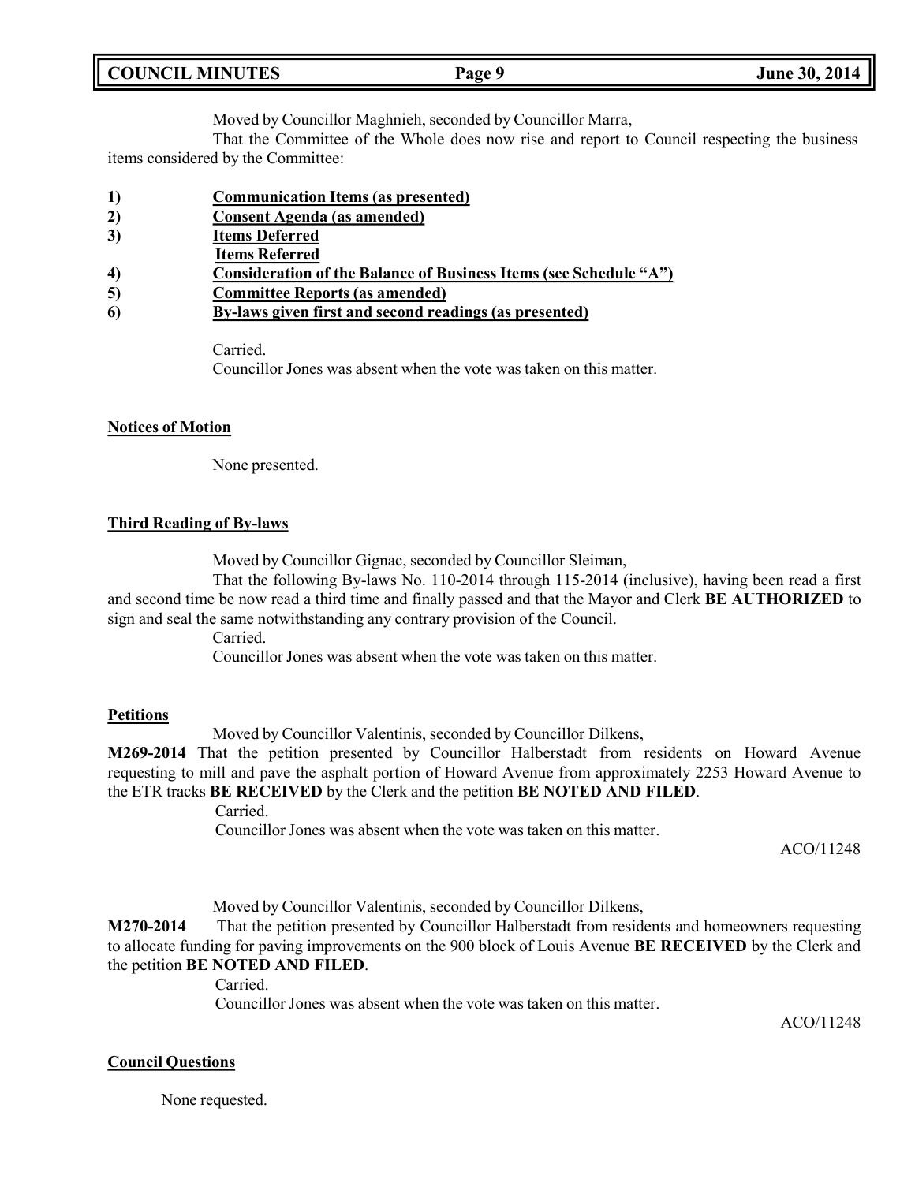Moved by Councillor Maghnieh, seconded by Councillor Marra,

That the Committee of the Whole does now rise and report to Council respecting the business items considered by the Committee:

1) **Communication Items (as presented)**
2) **Consent Agenda (as amended)**
3) **Items Deferred**
   **Items Referred**
4) **Consideration of the Balance of Business Items (see Schedule "A")**
5) **Committee Reports (as amended)**
6) **By-laws given first and second readings (as presented)**

Carried.
Councillor Jones was absent when the vote was taken on this matter.

**Notices of Motion**

None presented.

**Third Reading of By-laws**

Moved by Councillor Gignac, seconded by Councillor Sleiman,

That the following By-laws No. 110-2014 through 115-2014 (inclusive), having been read a first and second time be now read a third time and finally passed and that the Mayor and Clerk **BE AUTHORIZED** to sign and seal the same notwithstanding any contrary provision of the Council.

Carried.
Councillor Jones was absent when the vote was taken on this matter.

**Petitions**

Moved by Councillor Valentinis, seconded by Councillor Dilkens,

**M269-2014** That the petition presented by Councillor Halberstadt from residents on Howard Avenue requesting to mill and pave the asphalt portion of Howard Avenue from approximately 2253 Howard Avenue to the ETR tracks **BE RECEIVED** by the Clerk and the petition **BE NOTED AND FILED**.

Carried.
Councillor Jones was absent when the vote was taken on this matter.

ACO/11248

Moved by Councillor Valentinis, seconded by Councillor Dilkens,

**M270-2014** That the petition presented by Councillor Halberstadt from residents and homeowners requesting to allocate funding for paving improvements on the 900 block of Louis Avenue **BE RECEIVED** by the Clerk and the petition **BE NOTED AND FILED**.

Carried.
Councillor Jones was absent when the vote was taken on this matter.

ACO/11248

**Council Questions**

None requested.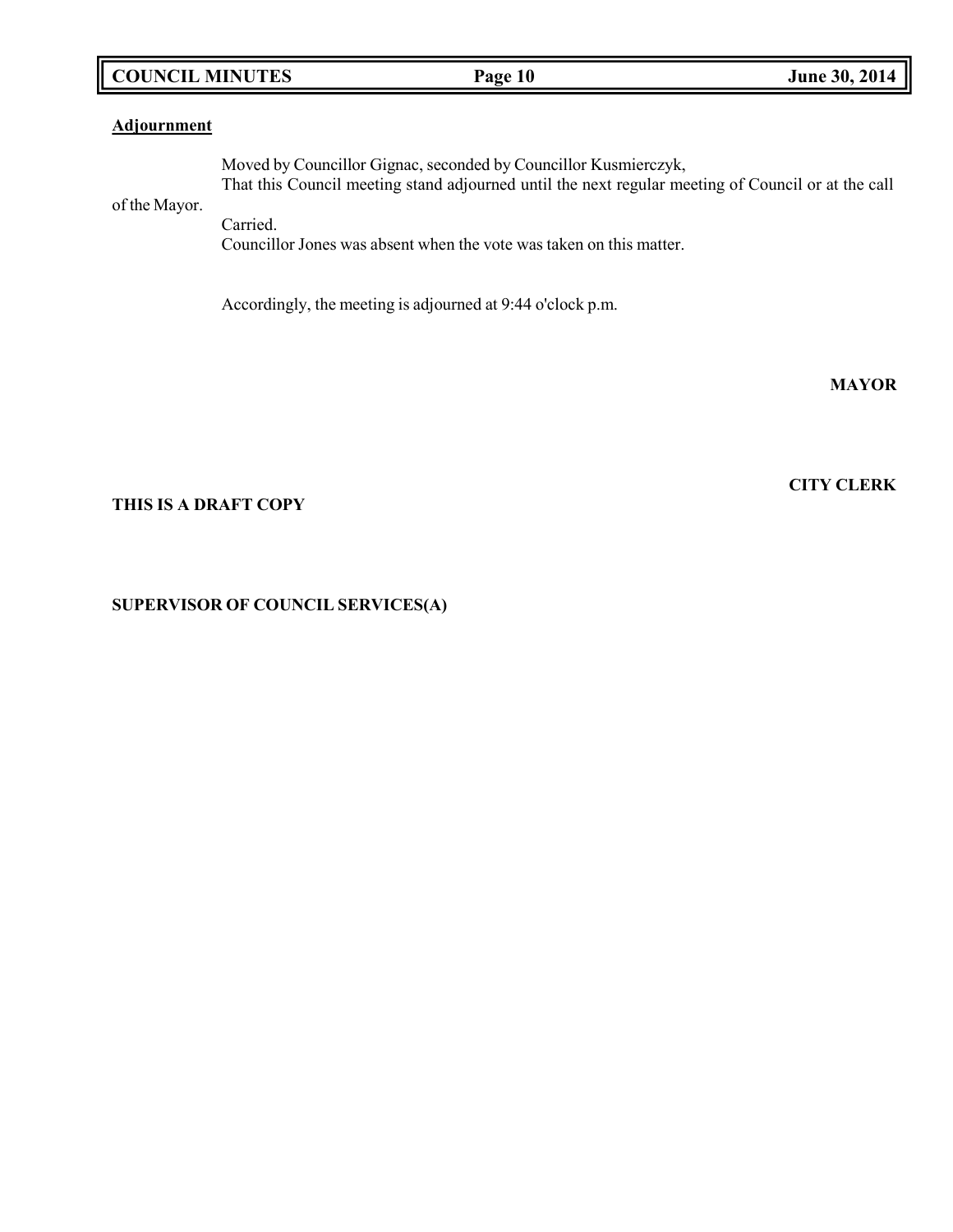**Adjournment**

Moved by Councillor Gignac, seconded by Councillor Kusmierczyk,
That this Council meeting stand adjourned until the next regular meeting of Council or at the call of the Mayor.
Carried.
Councillor Jones was absent when the vote was taken on this matter.

Accordingly, the meeting is adjourned at 9:44 o'clock p.m.

**MAYOR**

**CITY CLERK**

**THIS IS A DRAFT COPY**

**SUPERVISOR OF COUNCIL SERVICES(A)**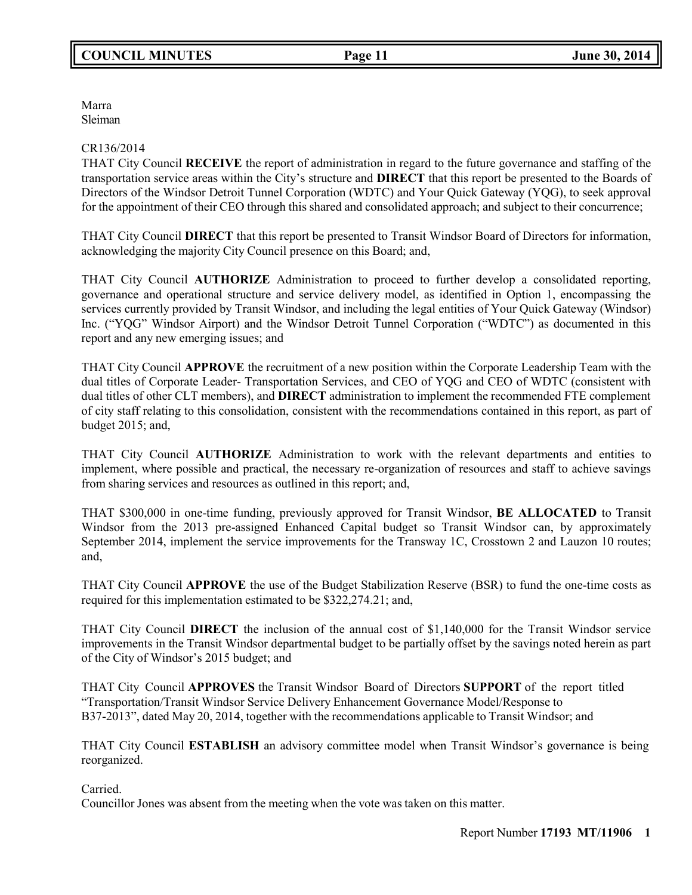Marra
Sleiman

CR136/2014
THAT City Council **RECEIVE** the report of administration in regard to the future governance and staffing of the transportation service areas within the City's structure and **DIRECT** that this report be presented to the Boards of Directors of the Windsor Detroit Tunnel Corporation (WDTC) and Your Quick Gateway (YQG), to seek approval for the appointment of their CEO through this shared and consolidated approach; and subject to their concurrence;

THAT City Council **DIRECT** that this report be presented to Transit Windsor Board of Directors for information, acknowledging the majority City Council presence on this Board; and,

THAT City Council **AUTHORIZE** Administration to proceed to further develop a consolidated reporting, governance and operational structure and service delivery model, as identified in Option 1, encompassing the services currently provided by Transit Windsor, and including the legal entities of Your Quick Gateway (Windsor) Inc. ("YQG" Windsor Airport) and the Windsor Detroit Tunnel Corporation ("WDTC") as documented in this report and any new emerging issues; and

THAT City Council **APPROVE** the recruitment of a new position within the Corporate Leadership Team with the dual titles of Corporate Leader- Transportation Services, and CEO of YQG and CEO of WDTC (consistent with dual titles of other CLT members), and **DIRECT** administration to implement the recommended FTE complement of city staff relating to this consolidation, consistent with the recommendations contained in this report, as part of budget 2015; and,

THAT City Council **AUTHORIZE** Administration to work with the relevant departments and entities to implement, where possible and practical, the necessary re-organization of resources and staff to achieve savings from sharing services and resources as outlined in this report; and,

THAT $300,000 in one-time funding, previously approved for Transit Windsor, **BE ALLOCATED** to Transit Windsor from the 2013 pre-assigned Enhanced Capital budget so Transit Windsor can, by approximately September 2014, implement the service improvements for the Transway 1C, Crosstown 2 and Lauzon 10 routes; and,

THAT City Council **APPROVE** the use of the Budget Stabilization Reserve (BSR) to fund the one-time costs as required for this implementation estimated to be $322,274.21; and,

THAT City Council **DIRECT** the inclusion of the annual cost of $1,140,000 for the Transit Windsor service improvements in the Transit Windsor departmental budget to be partially offset by the savings noted herein as part of the City of Windsor's 2015 budget; and

THAT City Council **APPROVES** the Transit Windsor Board of Directors **SUPPORT** of the report titled "Transportation/Transit Windsor Service Delivery Enhancement Governance Model/Response to B37-2013", dated May 20, 2014, together with the recommendations applicable to Transit Windsor; and

THAT City Council **ESTABLISH** an advisory committee model when Transit Windsor's governance is being reorganized.

Carried.
Councillor Jones was absent from the meeting when the vote was taken on this matter.

Report Number **17193 MT/11906 1**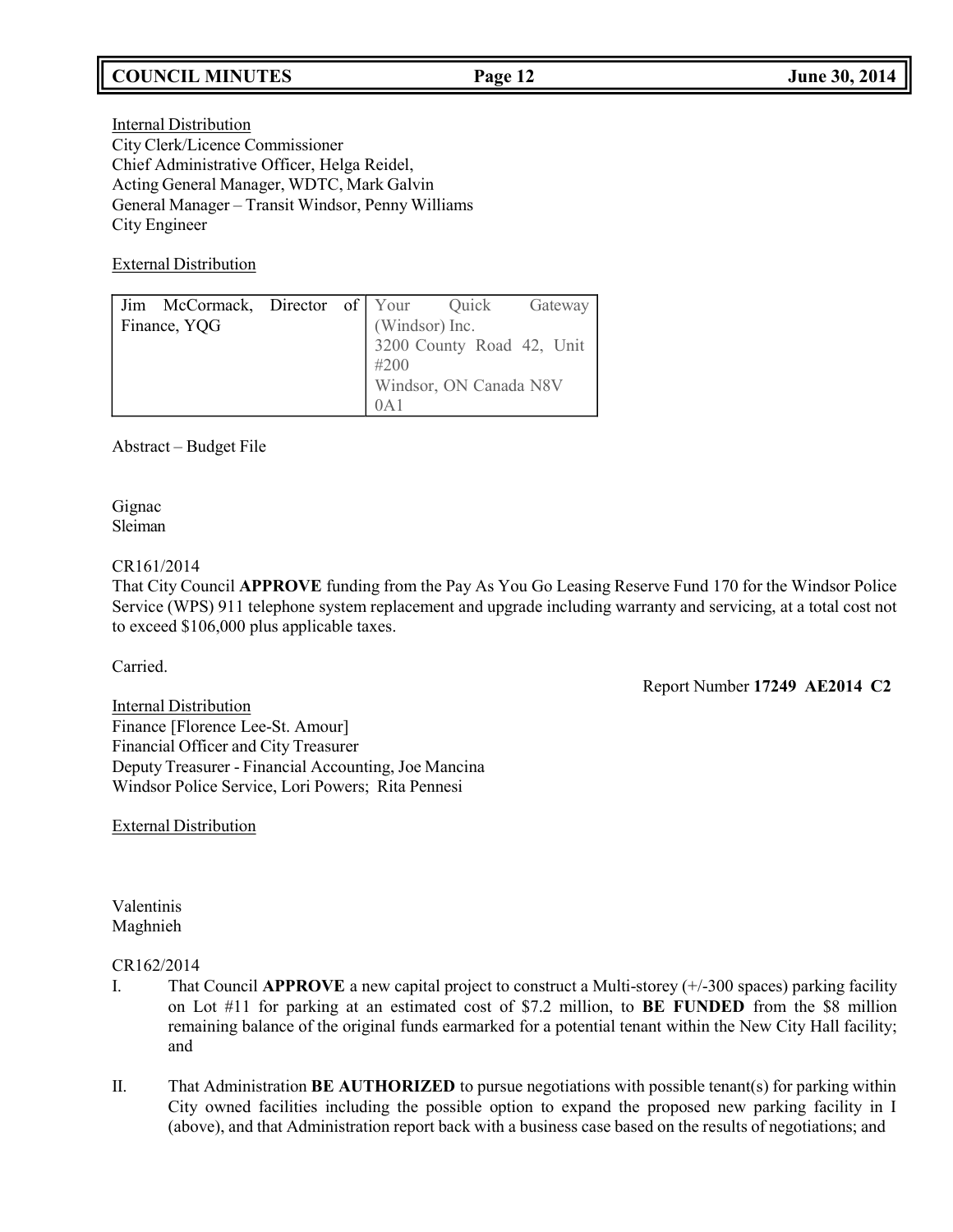Internal Distribution
City Clerk/Licence Commissioner
Chief Administrative Officer, Helga Reidel,
Acting General Manager, WDTC, Mark Galvin
General Manager – Transit Windsor, Penny Williams
City Engineer

External Distribution

| Jim McCormack, Director of Finance, YQG | Your Quick Gateway (Windsor) Inc.<br>3200 County Road 42, Unit #200<br>Windsor, ON Canada N8V 0A1 |
|---|---|

Abstract – Budget File

Gignac
Sleiman

CR161/2014
That City Council **APPROVE** funding from the Pay As You Go Leasing Reserve Fund 170 for the Windsor Police Service (WPS) 911 telephone system replacement and upgrade including warranty and servicing, at a total cost not to exceed $106,000 plus applicable taxes.

Carried.

Report Number **17249 AE2014 C2**

Internal Distribution
Finance [Florence Lee-St. Amour]
Financial Officer and City Treasurer
Deputy Treasurer - Financial Accounting, Joe Mancina
Windsor Police Service, Lori Powers; Rita Pennesi

External Distribution

Valentinis
Maghnieh

CR162/2014

I. That Council **APPROVE** a new capital project to construct a Multi-storey (+/-300 spaces) parking facility on Lot #11 for parking at an estimated cost of $7.2 million, to **BE FUNDED** from the $8 million remaining balance of the original funds earmarked for a potential tenant within the New City Hall facility; and

II. That Administration **BE AUTHORIZED** to pursue negotiations with possible tenant(s) for parking within City owned facilities including the possible option to expand the proposed new parking facility in I (above), and that Administration report back with a business case based on the results of negotiations; and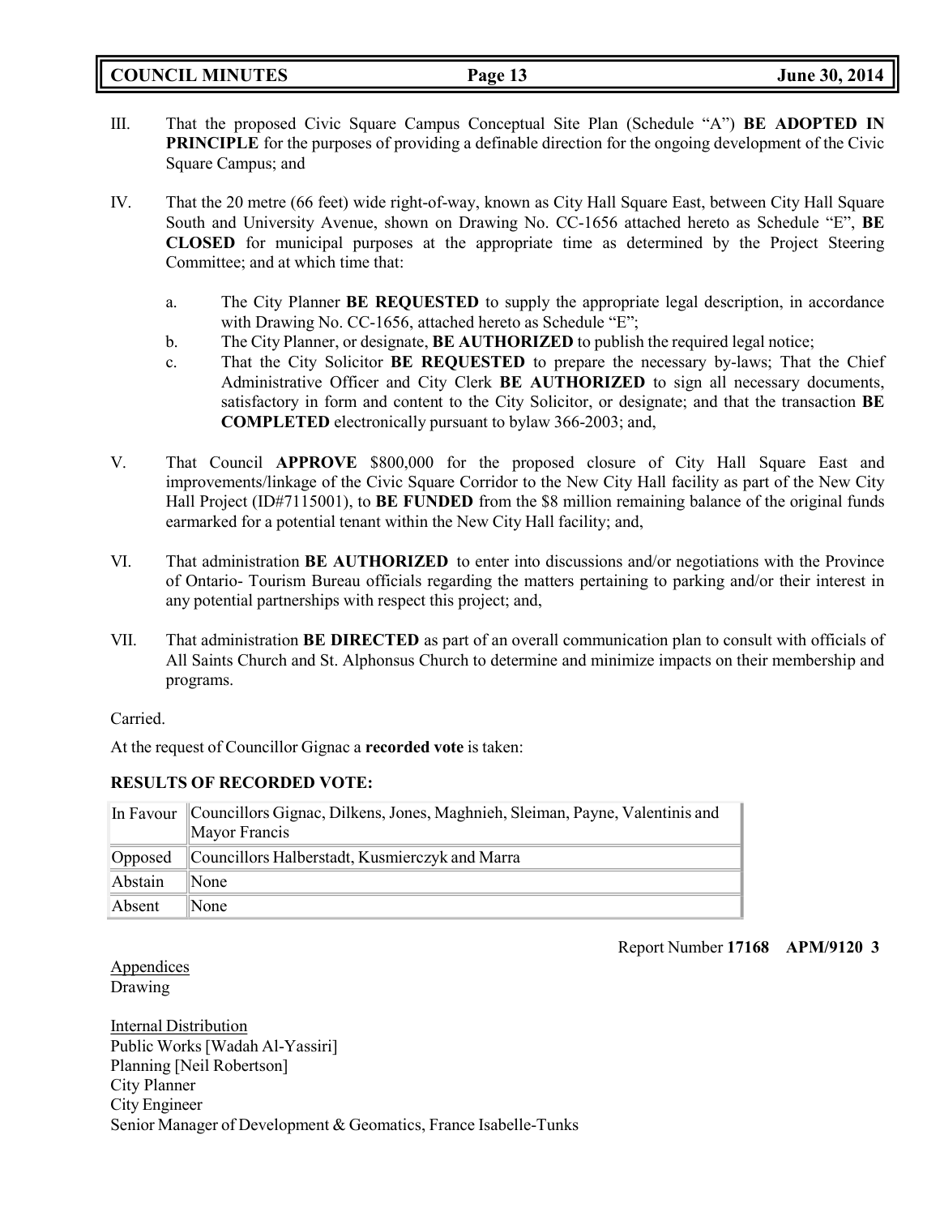III. That the proposed Civic Square Campus Conceptual Site Plan (Schedule "A") **BE ADOPTED IN PRINCIPLE** for the purposes of providing a definable direction for the ongoing development of the Civic Square Campus; and

IV. That the 20 metre (66 feet) wide right-of-way, known as City Hall Square East, between City Hall Square South and University Avenue, shown on Drawing No. CC-1656 attached hereto as Schedule "E", **BE CLOSED** for municipal purposes at the appropriate time as determined by the Project Steering Committee; and at which time that:

   a. The City Planner **BE REQUESTED** to supply the appropriate legal description, in accordance with Drawing No. CC-1656, attached hereto as Schedule "E";
   b. The City Planner, or designate, **BE AUTHORIZED** to publish the required legal notice;
   c. That the City Solicitor **BE REQUESTED** to prepare the necessary by-laws; That the Chief Administrative Officer and City Clerk **BE AUTHORIZED** to sign all necessary documents, satisfactory in form and content to the City Solicitor, or designate; and that the transaction **BE COMPLETED** electronically pursuant to bylaw 366-2003; and,

V. That Council **APPROVE** $800,000 for the proposed closure of City Hall Square East and improvements/linkage of the Civic Square Corridor to the New City Hall facility as part of the New City Hall Project (ID#7115001), to **BE FUNDED** from the $8 million remaining balance of the original funds earmarked for a potential tenant within the New City Hall facility; and,

VI. That administration **BE AUTHORIZED** to enter into discussions and/or negotiations with the Province of Ontario- Tourism Bureau officials regarding the matters pertaining to parking and/or their interest in any potential partnerships with respect this project; and,

VII. That administration **BE DIRECTED** as part of an overall communication plan to consult with officials of All Saints Church and St. Alphonsus Church to determine and minimize impacts on their membership and programs.

Carried.

At the request of Councillor Gignac a **recorded vote** is taken:

**RESULTS OF RECORDED VOTE:**

| | |
|---|---|
| In Favour | Councillors Gignac, Dilkens, Jones, Maghnieh, Sleiman, Payne, Valentinis and Mayor Francis |
| Opposed | Councillors Halberstadt, Kusmierczyk and Marra |
| Abstain | None |
| Absent | None |

Report Number **17168 APM/9120 3**

Appendices
Drawing

Internal Distribution
Public Works [Wadah Al-Yassiri]
Planning [Neil Robertson]
City Planner
City Engineer
Senior Manager of Development & Geomatics, France Isabelle-Tunks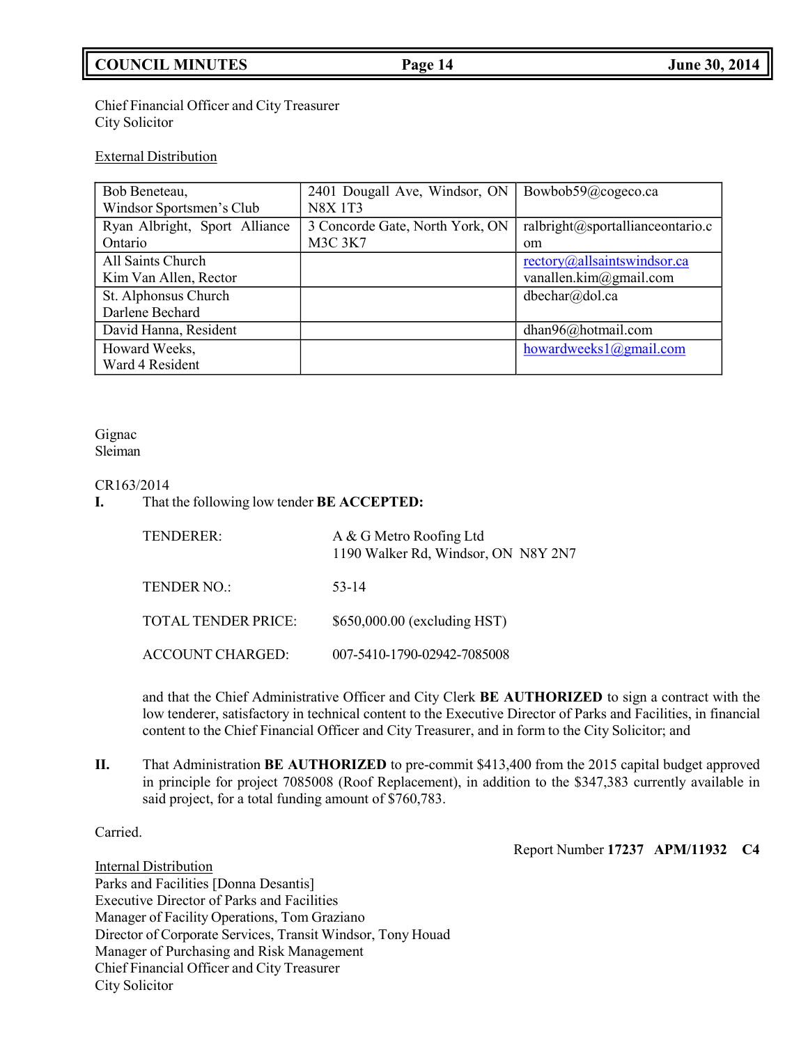Chief Financial Officer and City Treasurer
City Solicitor

External Distribution

| | | |
|---|---|---|
| Bob Beneteau, Windsor Sportsmen's Club | 2401 Dougall Ave, Windsor, ON N8X 1T3 | Bowbob59@cogeco.ca |
| Ryan Albright, Sport Alliance Ontario | 3 Concorde Gate, North York, ON M3C 3K7 | ralbright@sportallianceontario.com |
| All Saints Church<br>Kim Van Allen, Rector | | rectory@allsaintswindsor.ca<br>vanallen.kim@gmail.com |
| St. Alphonsus Church<br>Darlene Bechard | | dbechar@dol.ca |
| David Hanna, Resident | | dhan96@hotmail.com |
| Howard Weeks,<br>Ward 4 Resident | | howardweeks1@gmail.com |

Gignac
Sleiman

CR163/2014

**I.** That the following low tender **BE ACCEPTED:**

TENDERER: A & G Metro Roofing Ltd
1190 Walker Rd, Windsor, ON N8Y 2N7

TENDER NO.: 53-14

TOTAL TENDER PRICE: $650,000.00 (excluding HST)

ACCOUNT CHARGED: 007-5410-1790-02942-7085008

and that the Chief Administrative Officer and City Clerk **BE AUTHORIZED** to sign a contract with the low tenderer, satisfactory in technical content to the Executive Director of Parks and Facilities, in financial content to the Chief Financial Officer and City Treasurer, and in form to the City Solicitor; and

**II.** That Administration **BE AUTHORIZED** to pre-commit $413,400 from the 2015 capital budget approved in principle for project 7085008 (Roof Replacement), in addition to the $347,383 currently available in said project, for a total funding amount of $760,783.

Carried.

Report Number **17237 APM/11932 C4**

Internal Distribution
Parks and Facilities [Donna Desantis]
Executive Director of Parks and Facilities
Manager of Facility Operations, Tom Graziano
Director of Corporate Services, Transit Windsor, Tony Houad
Manager of Purchasing and Risk Management
Chief Financial Officer and City Treasurer
City Solicitor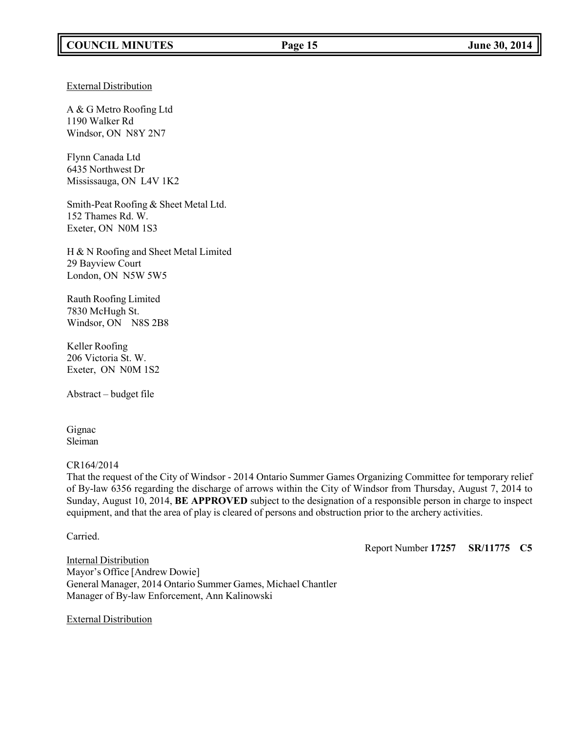External Distribution

A & G Metro Roofing Ltd
1190 Walker Rd
Windsor, ON N8Y 2N7

Flynn Canada Ltd
6435 Northwest Dr
Mississauga, ON L4V 1K2

Smith-Peat Roofing & Sheet Metal Ltd.
152 Thames Rd. W.
Exeter, ON N0M 1S3

H & N Roofing and Sheet Metal Limited
29 Bayview Court
London, ON N5W 5W5

Rauth Roofing Limited
7830 McHugh St.
Windsor, ON N8S 2B8

Keller Roofing
206 Victoria St. W.
Exeter, ON N0M 1S2

Abstract – budget file

Gignac
Sleiman

CR164/2014
That the request of the City of Windsor - 2014 Ontario Summer Games Organizing Committee for temporary relief of By-law 6356 regarding the discharge of arrows within the City of Windsor from Thursday, August 7, 2014 to Sunday, August 10, 2014, **BE APPROVED** subject to the designation of a responsible person in charge to inspect equipment, and that the area of play is cleared of persons and obstruction prior to the archery activities.

Carried.

Report Number **17257** **SR/11775** **C5**

Internal Distribution
Mayor's Office [Andrew Dowie]
General Manager, 2014 Ontario Summer Games, Michael Chantler
Manager of By-law Enforcement, Ann Kalinowski

External Distribution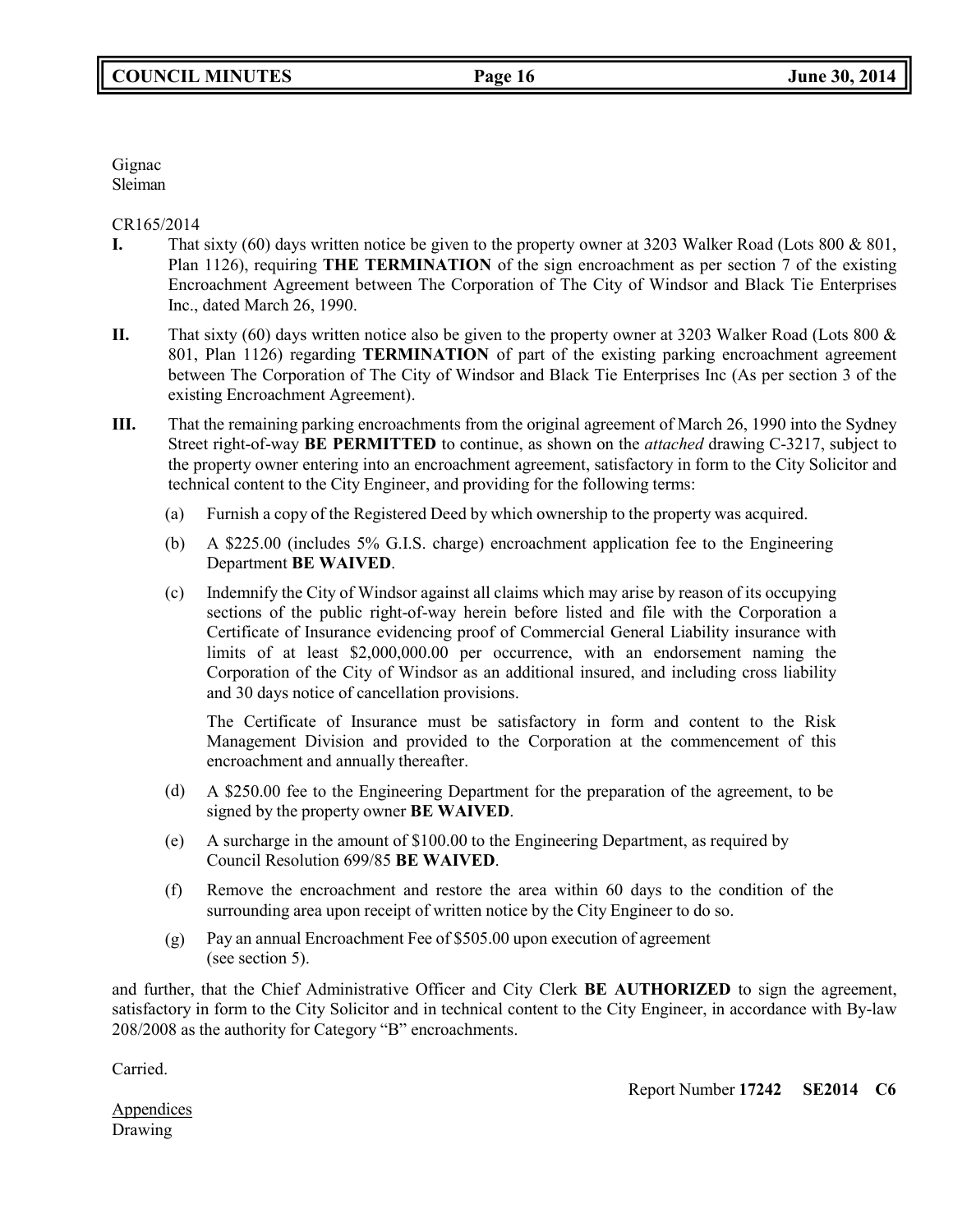Gignac
Sleiman

CR165/2014

**I.** That sixty (60) days written notice be given to the property owner at 3203 Walker Road (Lots 800 & 801, Plan 1126), requiring **THE TERMINATION** of the sign encroachment as per section 7 of the existing Encroachment Agreement between The Corporation of The City of Windsor and Black Tie Enterprises Inc., dated March 26, 1990.

**II.** That sixty (60) days written notice also be given to the property owner at 3203 Walker Road (Lots 800 & 801, Plan 1126) regarding **TERMINATION** of part of the existing parking encroachment agreement between The Corporation of The City of Windsor and Black Tie Enterprises Inc (As per section 3 of the existing Encroachment Agreement).

**III.** That the remaining parking encroachments from the original agreement of March 26, 1990 into the Sydney Street right-of-way **BE PERMITTED** to continue, as shown on the *attached* drawing C-3217, subject to the property owner entering into an encroachment agreement, satisfactory in form to the City Solicitor and technical content to the City Engineer, and providing for the following terms:

(a) Furnish a copy of the Registered Deed by which ownership to the property was acquired.

(b) A $225.00 (includes 5% G.I.S. charge) encroachment application fee to the Engineering Department **BE WAIVED**.

(c) Indemnify the City of Windsor against all claims which may arise by reason of its occupying sections of the public right-of-way herein before listed and file with the Corporation a Certificate of Insurance evidencing proof of Commercial General Liability insurance with limits of at least $2,000,000.00 per occurrence, with an endorsement naming the Corporation of the City of Windsor as an additional insured, and including cross liability and 30 days notice of cancellation provisions.

The Certificate of Insurance must be satisfactory in form and content to the Risk Management Division and provided to the Corporation at the commencement of this encroachment and annually thereafter.

(d) A $250.00 fee to the Engineering Department for the preparation of the agreement, to be signed by the property owner **BE WAIVED**.

(e) A surcharge in the amount of $100.00 to the Engineering Department, as required by Council Resolution 699/85 **BE WAIVED**.

(f) Remove the encroachment and restore the area within 60 days to the condition of the surrounding area upon receipt of written notice by the City Engineer to do so.

(g) Pay an annual Encroachment Fee of $505.00 upon execution of agreement (see section 5).

and further, that the Chief Administrative Officer and City Clerk **BE AUTHORIZED** to sign the agreement, satisfactory in form to the City Solicitor and in technical content to the City Engineer, in accordance with By-law 208/2008 as the authority for Category "B" encroachments.

Carried.

Report Number **17242** **SE2014** **C6**

Appendices
Drawing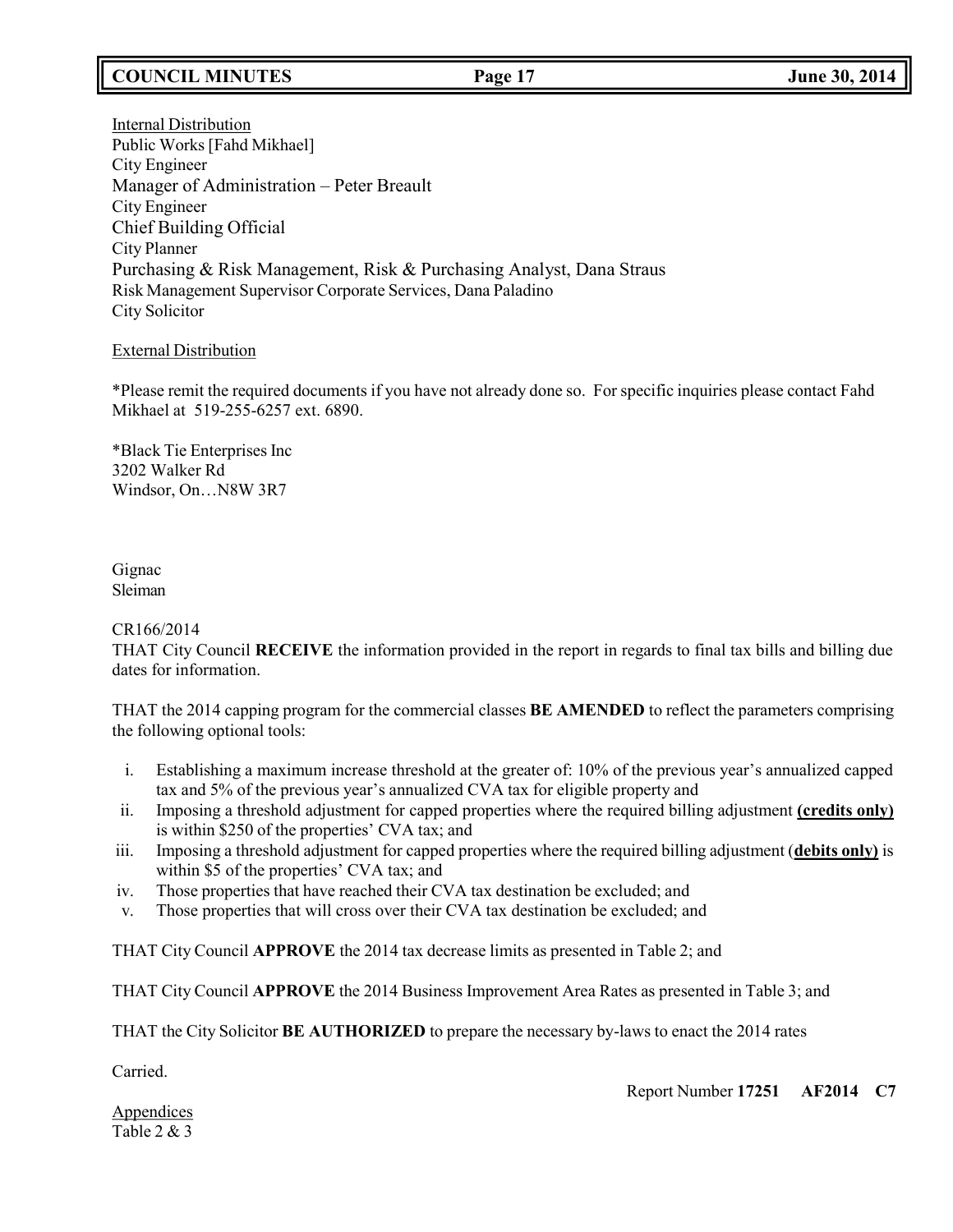Internal Distribution
Public Works [Fahd Mikhael]
City Engineer
Manager of Administration – Peter Breault
City Engineer
Chief Building Official
City Planner
Purchasing & Risk Management, Risk & Purchasing Analyst, Dana Straus
Risk Management Supervisor Corporate Services, Dana Paladino
City Solicitor

External Distribution

*Please remit the required documents if you have not already done so. For specific inquiries please contact Fahd Mikhael at 519-255-6257 ext. 6890.

*Black Tie Enterprises Inc
3202 Walker Rd
Windsor, On…N8W 3R7

Gignac
Sleiman

CR166/2014
THAT City Council **RECEIVE** the information provided in the report in regards to final tax bills and billing due dates for information.

THAT the 2014 capping program for the commercial classes **BE AMENDED** to reflect the parameters comprising the following optional tools:

i. Establishing a maximum increase threshold at the greater of: 10% of the previous year's annualized capped tax and 5% of the previous year's annualized CVA tax for eligible property and
ii. Imposing a threshold adjustment for capped properties where the required billing adjustment **(credits only)** is within $250 of the properties' CVA tax; and
iii. Imposing a threshold adjustment for capped properties where the required billing adjustment (**debits only)** is within $5 of the properties' CVA tax; and
iv. Those properties that have reached their CVA tax destination be excluded; and
v. Those properties that will cross over their CVA tax destination be excluded; and

THAT City Council **APPROVE** the 2014 tax decrease limits as presented in Table 2; and

THAT City Council **APPROVE** the 2014 Business Improvement Area Rates as presented in Table 3; and

THAT the City Solicitor **BE AUTHORIZED** to prepare the necessary by-laws to enact the 2014 rates

Carried.

Report Number **17251** **AF2014** **C7**

Appendices
Table 2 & 3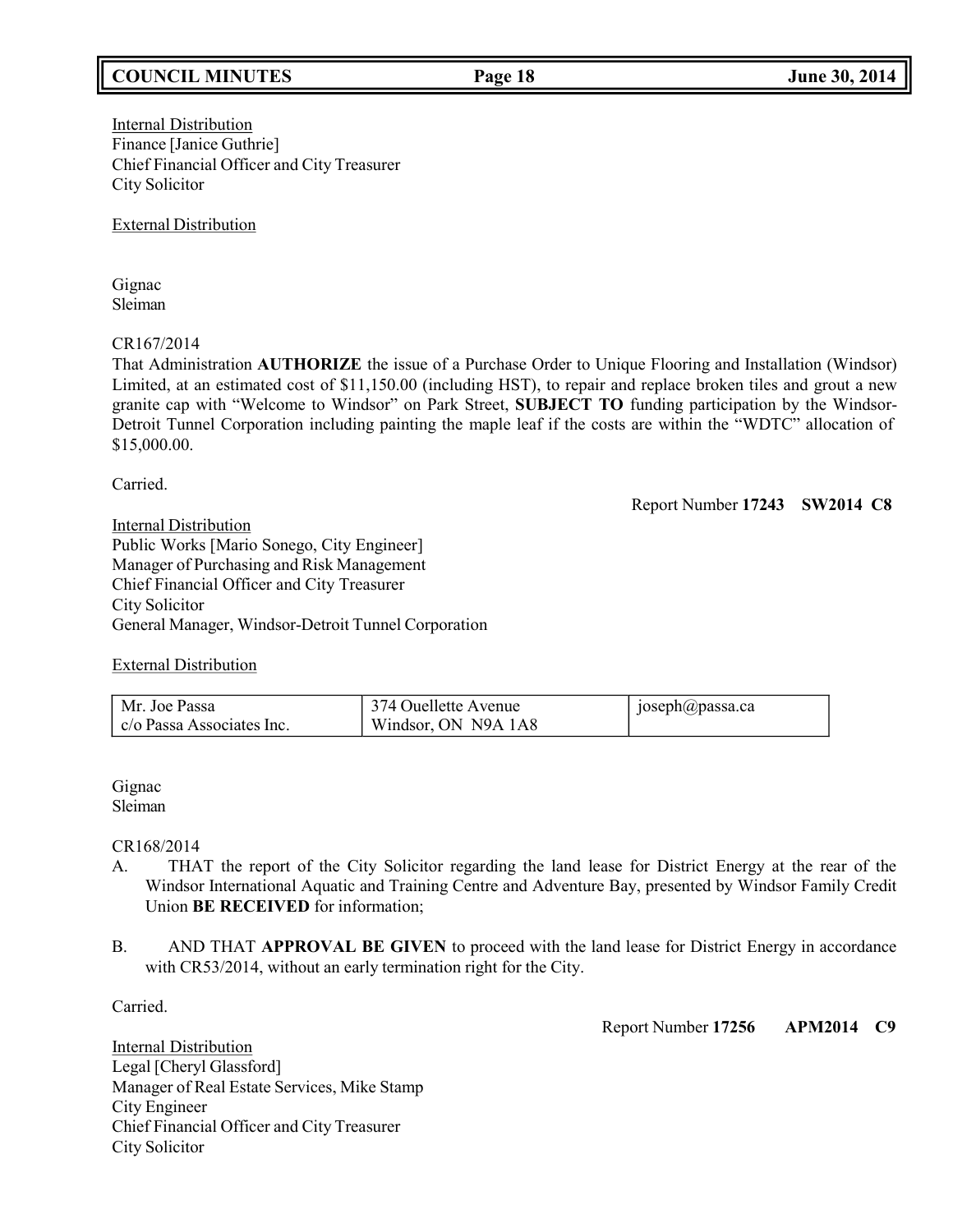Internal Distribution
Finance [Janice Guthrie]
Chief Financial Officer and City Treasurer
City Solicitor

External Distribution

Gignac
Sleiman

CR167/2014
That Administration **AUTHORIZE** the issue of a Purchase Order to Unique Flooring and Installation (Windsor) Limited, at an estimated cost of $11,150.00 (including HST), to repair and replace broken tiles and grout a new granite cap with "Welcome to Windsor" on Park Street, **SUBJECT TO** funding participation by the Windsor-Detroit Tunnel Corporation including painting the maple leaf if the costs are within the "WDTC" allocation of $15,000.00.

Carried.

Report Number **17243 SW2014 C8**

Internal Distribution
Public Works [Mario Sonego, City Engineer]
Manager of Purchasing and Risk Management
Chief Financial Officer and City Treasurer
City Solicitor
General Manager, Windsor-Detroit Tunnel Corporation

External Distribution

| Mr. Joe Passa<br>c/o Passa Associates Inc. | 374 Ouellette Avenue<br>Windsor, ON N9A 1A8 | joseph@passa.ca |
|---|---|---|

Gignac
Sleiman

CR168/2014

A. THAT the report of the City Solicitor regarding the land lease for District Energy at the rear of the Windsor International Aquatic and Training Centre and Adventure Bay, presented by Windsor Family Credit Union **BE RECEIVED** for information;

B. AND THAT **APPROVAL BE GIVEN** to proceed with the land lease for District Energy in accordance with CR53/2014, without an early termination right for the City.

Carried.

Report Number **17256 APM2014 C9**

Internal Distribution
Legal [Cheryl Glassford]
Manager of Real Estate Services, Mike Stamp
City Engineer
Chief Financial Officer and City Treasurer
City Solicitor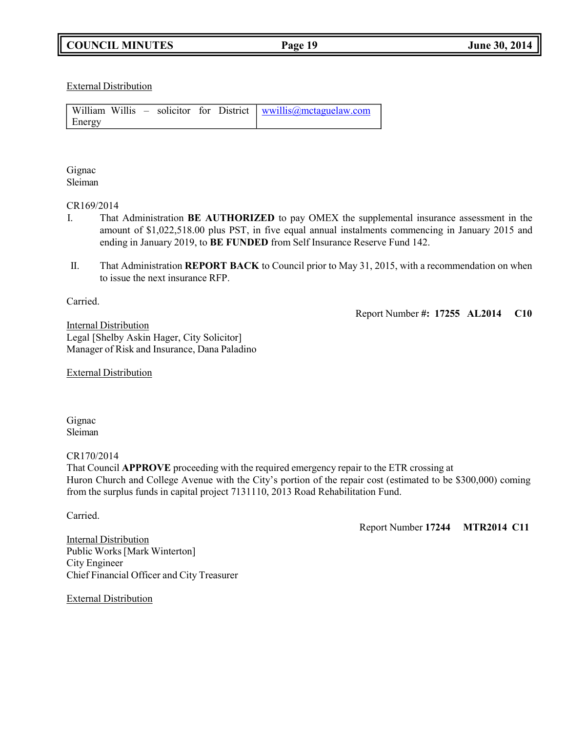External Distribution

| William Willis – solicitor for District Energy | wwillis@mctaguelaw.com |
|---|---|

Gignac
Sleiman

CR169/2014

I. That Administration **BE AUTHORIZED** to pay OMEX the supplemental insurance assessment in the amount of $1,022,518.00 plus PST, in five equal annual instalments commencing in January 2015 and ending in January 2019, to **BE FUNDED** from Self Insurance Reserve Fund 142.

II. That Administration **REPORT BACK** to Council prior to May 31, 2015, with a recommendation on when to issue the next insurance RFP.

Carried.

Report Number **#: 17255 AL2014 C10**

Internal Distribution
Legal [Shelby Askin Hager, City Solicitor]
Manager of Risk and Insurance, Dana Paladino

External Distribution

Gignac
Sleiman

CR170/2014
That Council **APPROVE** proceeding with the required emergency repair to the ETR crossing at Huron Church and College Avenue with the City's portion of the repair cost (estimated to be $300,000) coming from the surplus funds in capital project 7131110, 2013 Road Rehabilitation Fund.

Carried.

Report Number **17244 MTR2014 C11**

Internal Distribution
Public Works [Mark Winterton]
City Engineer
Chief Financial Officer and City Treasurer

External Distribution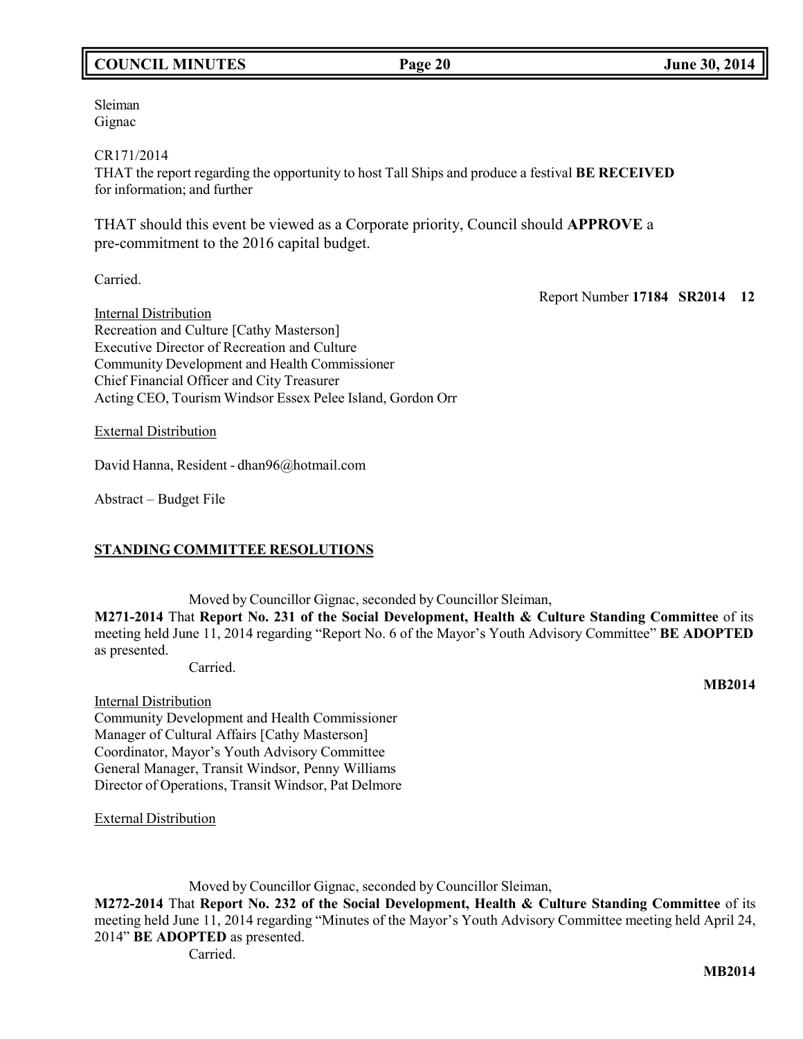Sleiman
Gignac

CR171/2014
THAT the report regarding the opportunity to host Tall Ships and produce a festival **BE RECEIVED** for information; and further

THAT should this event be viewed as a Corporate priority, Council should **APPROVE** a pre-commitment to the 2016 capital budget.

Carried.

Report Number **17184 SR2014 12**

Internal Distribution
Recreation and Culture [Cathy Masterson]
Executive Director of Recreation and Culture
Community Development and Health Commissioner
Chief Financial Officer and City Treasurer
Acting CEO, Tourism Windsor Essex Pelee Island, Gordon Orr

External Distribution

David Hanna, Resident - dhan96@hotmail.com

Abstract – Budget File

## STANDING COMMITTEE RESOLUTIONS

Moved by Councillor Gignac, seconded by Councillor Sleiman,

**M271-2014** That **Report No. 231 of the Social Development, Health & Culture Standing Committee** of its meeting held June 11, 2014 regarding "Report No. 6 of the Mayor's Youth Advisory Committee" **BE ADOPTED** as presented.

Carried.

**MB2014**

Internal Distribution
Community Development and Health Commissioner
Manager of Cultural Affairs [Cathy Masterson]
Coordinator, Mayor's Youth Advisory Committee
General Manager, Transit Windsor, Penny Williams
Director of Operations, Transit Windsor, Pat Delmore

External Distribution

Moved by Councillor Gignac, seconded by Councillor Sleiman,

**M272-2014** That **Report No. 232 of the Social Development, Health & Culture Standing Committee** of its meeting held June 11, 2014 regarding "Minutes of the Mayor's Youth Advisory Committee meeting held April 24, 2014" **BE ADOPTED** as presented.

Carried.

**MB2014**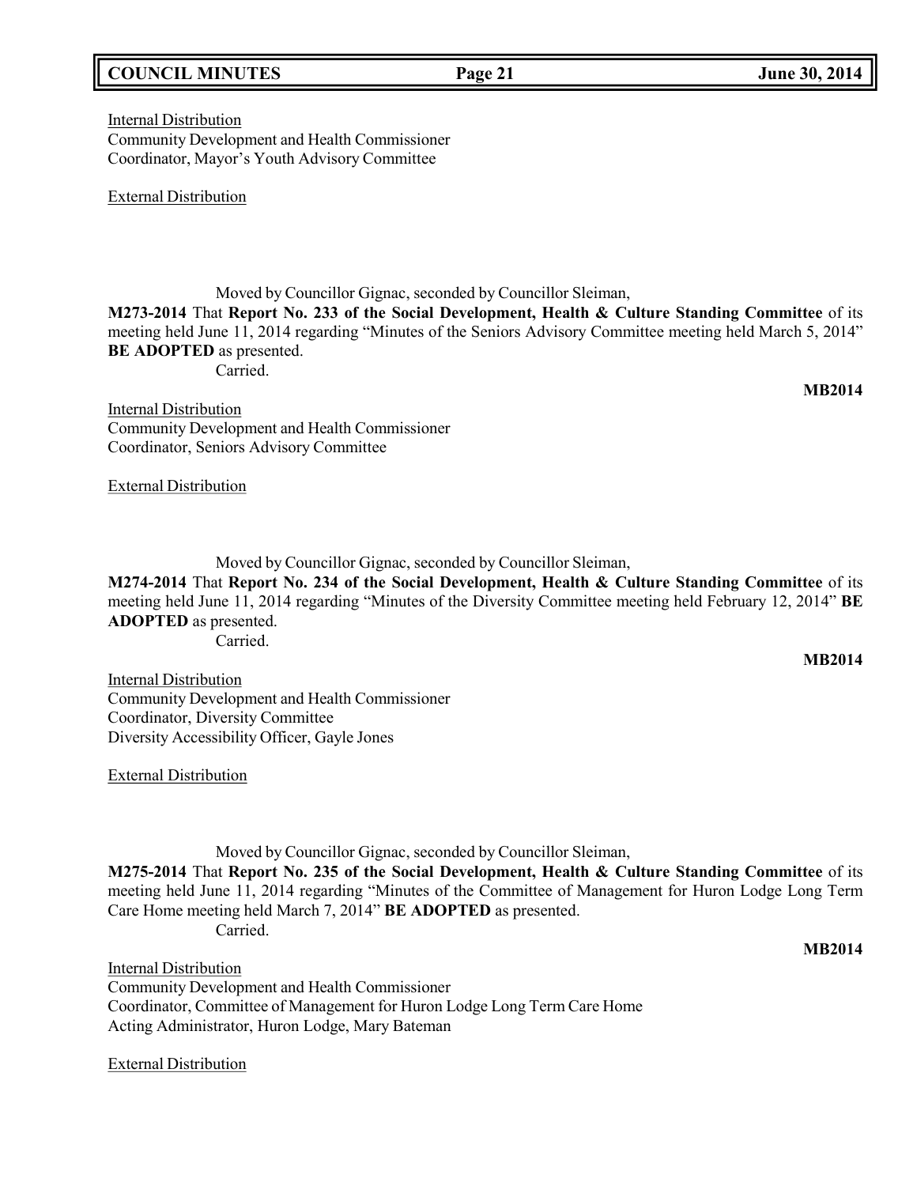Internal Distribution
Community Development and Health Commissioner
Coordinator, Mayor's Youth Advisory Committee

External Distribution

Moved by Councillor Gignac, seconded by Councillor Sleiman,

**M273-2014** That **Report No. 233 of the Social Development, Health & Culture Standing Committee** of its meeting held June 11, 2014 regarding "Minutes of the Seniors Advisory Committee meeting held March 5, 2014" **BE ADOPTED** as presented.

Carried.

**MB2014**

Internal Distribution
Community Development and Health Commissioner
Coordinator, Seniors Advisory Committee

External Distribution

Moved by Councillor Gignac, seconded by Councillor Sleiman,

**M274-2014** That **Report No. 234 of the Social Development, Health & Culture Standing Committee** of its meeting held June 11, 2014 regarding "Minutes of the Diversity Committee meeting held February 12, 2014" **BE ADOPTED** as presented.

Carried.

**MB2014**

Internal Distribution
Community Development and Health Commissioner
Coordinator, Diversity Committee
Diversity Accessibility Officer, Gayle Jones

External Distribution

Moved by Councillor Gignac, seconded by Councillor Sleiman,

**M275-2014** That **Report No. 235 of the Social Development, Health & Culture Standing Committee** of its meeting held June 11, 2014 regarding "Minutes of the Committee of Management for Huron Lodge Long Term Care Home meeting held March 7, 2014" **BE ADOPTED** as presented.

Carried.

**MB2014**

Internal Distribution
Community Development and Health Commissioner
Coordinator, Committee of Management for Huron Lodge Long Term Care Home
Acting Administrator, Huron Lodge, Mary Bateman

External Distribution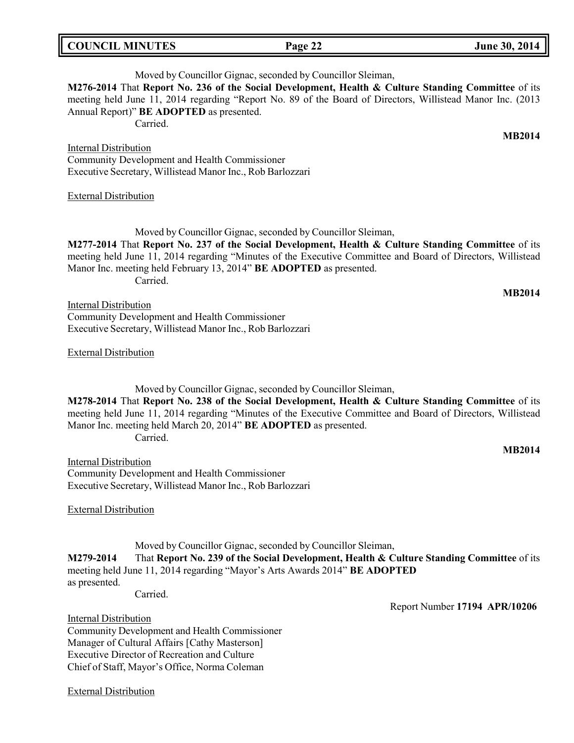Moved by Councillor Gignac, seconded by Councillor Sleiman,

**M276-2014** That **Report No. 236 of the Social Development, Health & Culture Standing Committee** of its meeting held June 11, 2014 regarding "Report No. 89 of the Board of Directors, Willistead Manor Inc. (2013 Annual Report)" **BE ADOPTED** as presented.

Carried.

**MB2014**

Internal Distribution

Community Development and Health Commissioner

Executive Secretary, Willistead Manor Inc., Rob Barlozzari

External Distribution

Moved by Councillor Gignac, seconded by Councillor Sleiman,

**M277-2014** That **Report No. 237 of the Social Development, Health & Culture Standing Committee** of its meeting held June 11, 2014 regarding "Minutes of the Executive Committee and Board of Directors, Willistead Manor Inc. meeting held February 13, 2014" **BE ADOPTED** as presented.

Carried.

**MB2014**

Internal Distribution

Community Development and Health Commissioner

Executive Secretary, Willistead Manor Inc., Rob Barlozzari

External Distribution

Moved by Councillor Gignac, seconded by Councillor Sleiman,

**M278-2014** That **Report No. 238 of the Social Development, Health & Culture Standing Committee** of its meeting held June 11, 2014 regarding "Minutes of the Executive Committee and Board of Directors, Willistead Manor Inc. meeting held March 20, 2014" **BE ADOPTED** as presented.

Carried.

**MB2014**

Internal Distribution

Community Development and Health Commissioner

Executive Secretary, Willistead Manor Inc., Rob Barlozzari

External Distribution

Moved by Councillor Gignac, seconded by Councillor Sleiman,

**M279-2014** That **Report No. 239 of the Social Development, Health & Culture Standing Committee** of its meeting held June 11, 2014 regarding "Mayor's Arts Awards 2014" **BE ADOPTED** as presented.

Carried.

Report Number **17194 APR/10206**

Internal Distribution

Community Development and Health Commissioner

Manager of Cultural Affairs [Cathy Masterson]

Executive Director of Recreation and Culture

Chief of Staff, Mayor's Office, Norma Coleman

External Distribution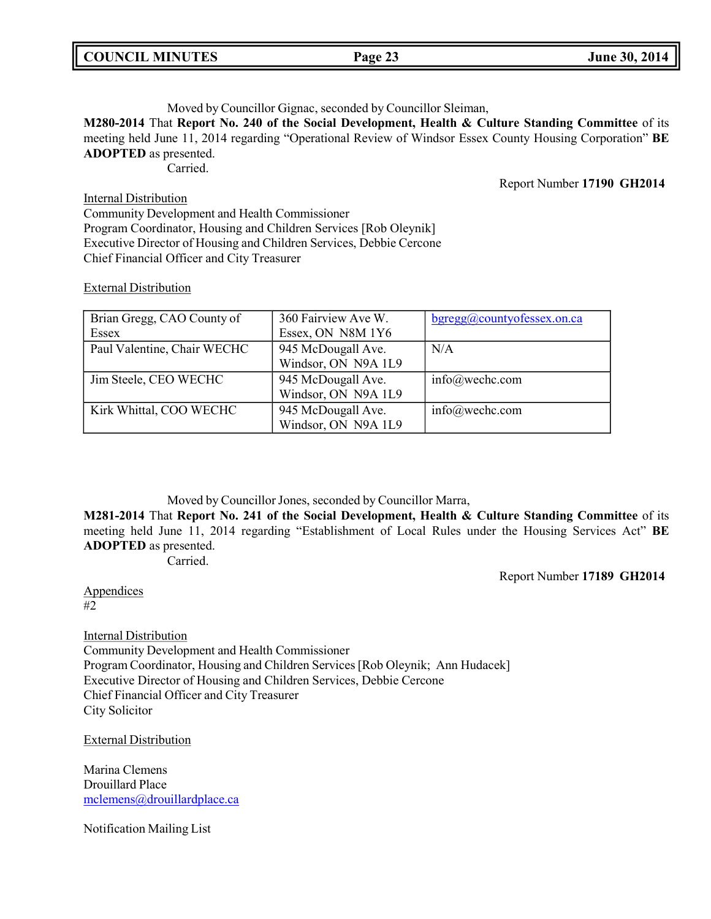Moved by Councillor Gignac, seconded by Councillor Sleiman,

**M280-2014** That **Report No. 240 of the Social Development, Health & Culture Standing Committee** of its meeting held June 11, 2014 regarding "Operational Review of Windsor Essex County Housing Corporation" **BE ADOPTED** as presented.

Carried.

Report Number **17190 GH2014**

Internal Distribution

Community Development and Health Commissioner
Program Coordinator, Housing and Children Services [Rob Oleynik]
Executive Director of Housing and Children Services, Debbie Cercone
Chief Financial Officer and City Treasurer

External Distribution

| | | |
|---|---|---|
| Brian Gregg, CAO County of Essex | 360 Fairview Ave W. Essex, ON N8M 1Y6 | bgregg@countyofessex.on.ca |
| Paul Valentine, Chair WECHC | 945 McDougall Ave. Windsor, ON N9A 1L9 | N/A |
| Jim Steele, CEO WECHC | 945 McDougall Ave. Windsor, ON N9A 1L9 | info@wechc.com |
| Kirk Whittal, COO WECHC | 945 McDougall Ave. Windsor, ON N9A 1L9 | info@wechc.com |

Moved by Councillor Jones, seconded by Councillor Marra,

**M281-2014** That **Report No. 241 of the Social Development, Health & Culture Standing Committee** of its meeting held June 11, 2014 regarding "Establishment of Local Rules under the Housing Services Act" **BE ADOPTED** as presented.

Carried.

Report Number **17189 GH2014**

Appendices
#2

Internal Distribution

Community Development and Health Commissioner
Program Coordinator, Housing and Children Services [Rob Oleynik; Ann Hudacek]
Executive Director of Housing and Children Services, Debbie Cercone
Chief Financial Officer and City Treasurer
City Solicitor

External Distribution

Marina Clemens
Drouillard Place
mclemens@drouillardplace.ca

Notification Mailing List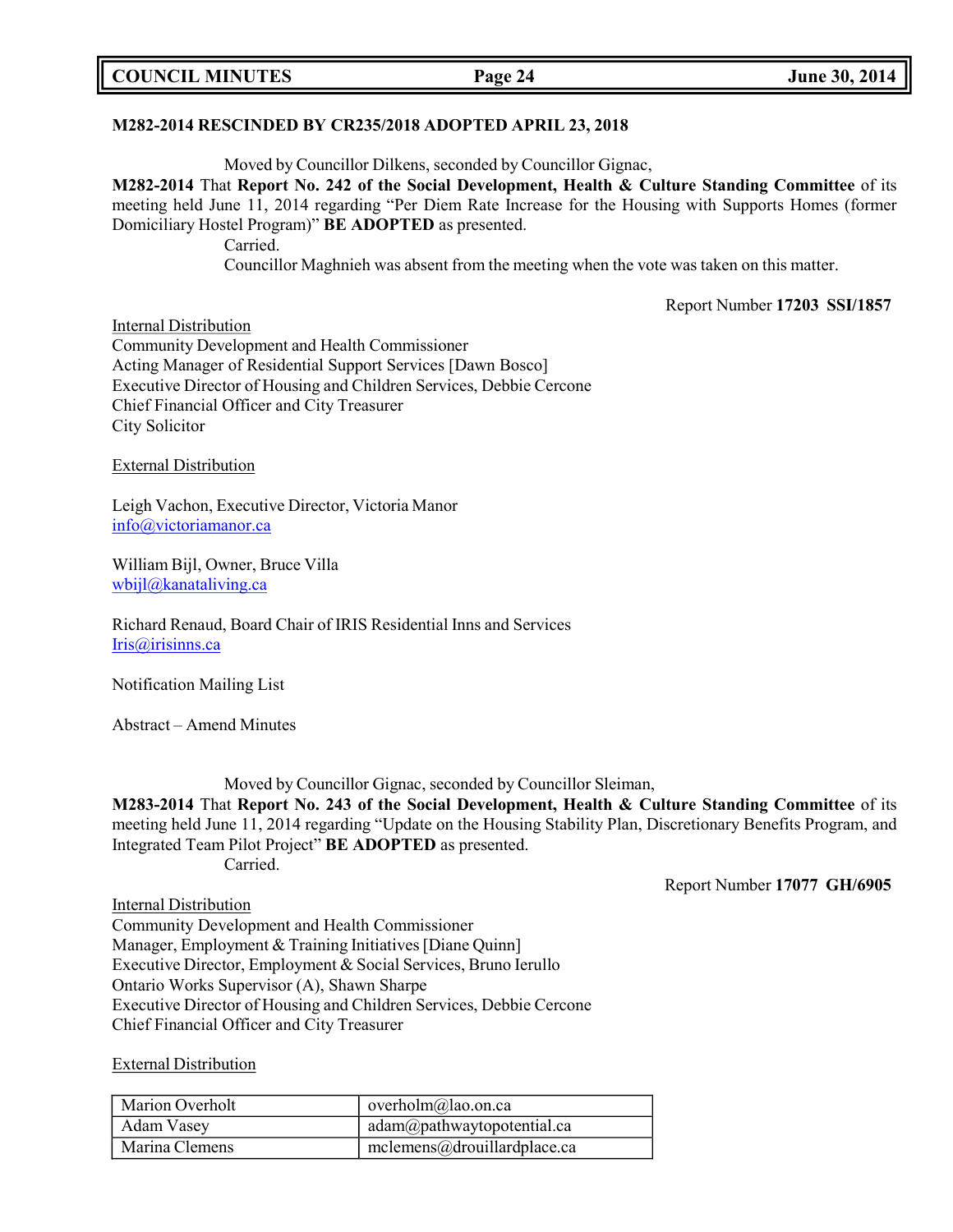**M282-2014 RESCINDED BY CR235/2018 ADOPTED APRIL 23, 2018**

Moved by Councillor Dilkens, seconded by Councillor Gignac,

**M282-2014** That **Report No. 242 of the Social Development, Health & Culture Standing Committee** of its meeting held June 11, 2014 regarding "Per Diem Rate Increase for the Housing with Supports Homes (former Domiciliary Hostel Program)" **BE ADOPTED** as presented.

Carried.

Councillor Maghnieh was absent from the meeting when the vote was taken on this matter.

Report Number **17203 SSI/1857**

Internal Distribution

Community Development and Health Commissioner
Acting Manager of Residential Support Services [Dawn Bosco]
Executive Director of Housing and Children Services, Debbie Cercone
Chief Financial Officer and City Treasurer
City Solicitor

External Distribution

Leigh Vachon, Executive Director, Victoria Manor
info@victoriamanor.ca

William Bijl, Owner, Bruce Villa
wbijl@kanataliving.ca

Richard Renaud, Board Chair of IRIS Residential Inns and Services
Iris@irisinns.ca

Notification Mailing List

Abstract – Amend Minutes

Moved by Councillor Gignac, seconded by Councillor Sleiman,

**M283-2014** That **Report No. 243 of the Social Development, Health & Culture Standing Committee** of its meeting held June 11, 2014 regarding "Update on the Housing Stability Plan, Discretionary Benefits Program, and Integrated Team Pilot Project" **BE ADOPTED** as presented.

Carried.

Report Number **17077 GH/6905**

Internal Distribution

Community Development and Health Commissioner
Manager, Employment & Training Initiatives [Diane Quinn]
Executive Director, Employment & Social Services, Bruno Ierullo
Ontario Works Supervisor (A), Shawn Sharpe
Executive Director of Housing and Children Services, Debbie Cercone
Chief Financial Officer and City Treasurer

External Distribution

| | |
|---|---|
| Marion Overholt | overholm@lao.on.ca |
| Adam Vasey | adam@pathwaytopotential.ca |
| Marina Clemens | mclemens@drouillardplace.ca |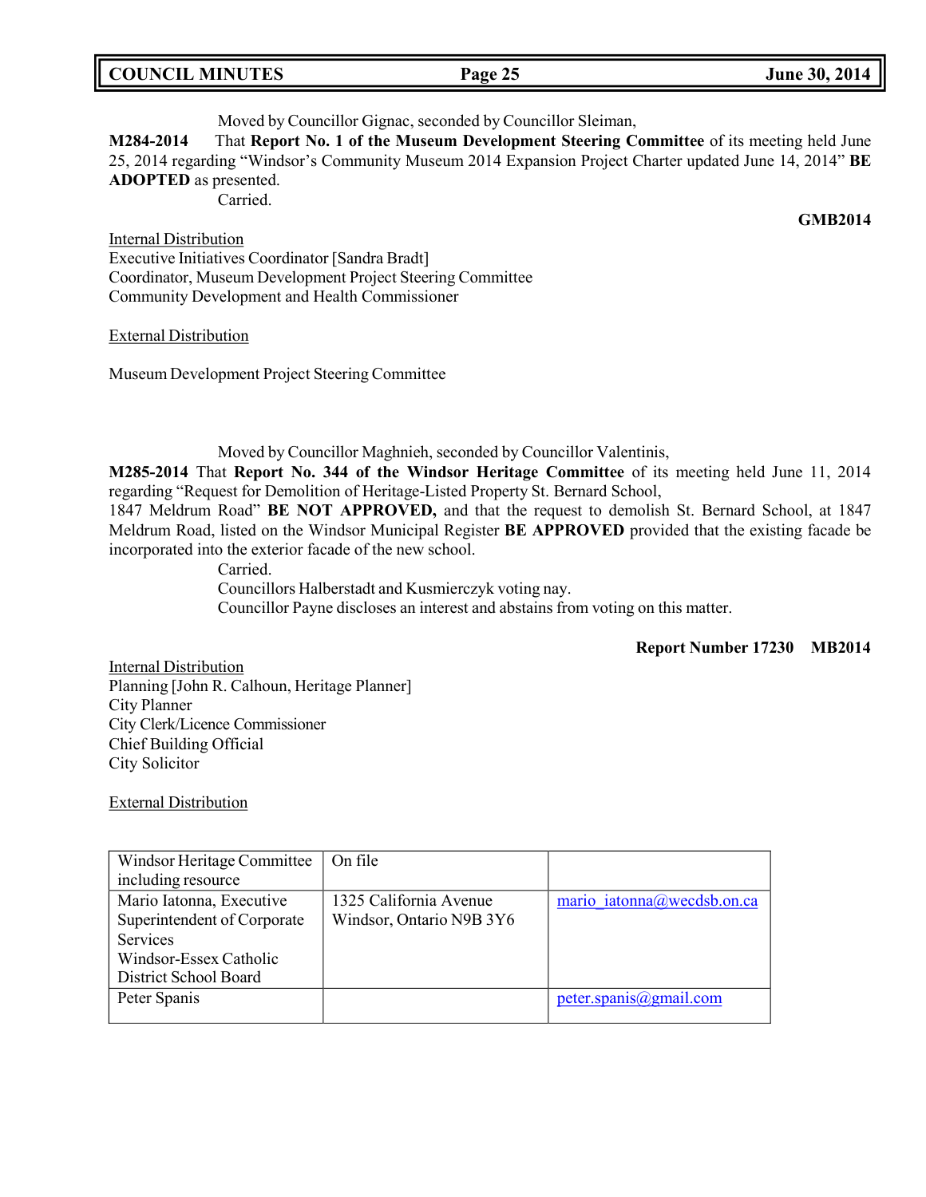Moved by Councillor Gignac, seconded by Councillor Sleiman,

**M284-2014** That **Report No. 1 of the Museum Development Steering Committee** of its meeting held June 25, 2014 regarding "Windsor's Community Museum 2014 Expansion Project Charter updated June 14, 2014" **BE ADOPTED** as presented.

Carried.

**GMB2014**

Internal Distribution
Executive Initiatives Coordinator [Sandra Bradt]
Coordinator, Museum Development Project Steering Committee
Community Development and Health Commissioner

External Distribution

Museum Development Project Steering Committee

Moved by Councillor Maghnieh, seconded by Councillor Valentinis,

**M285-2014** That **Report No. 344 of the Windsor Heritage Committee** of its meeting held June 11, 2014 regarding "Request for Demolition of Heritage-Listed Property St. Bernard School, 1847 Meldrum Road" **BE NOT APPROVED,** and that the request to demolish St. Bernard School, at 1847 Meldrum Road, listed on the Windsor Municipal Register **BE APPROVED** provided that the existing facade be incorporated into the exterior facade of the new school.

Carried.
Councillors Halberstadt and Kusmierczyk voting nay.
Councillor Payne discloses an interest and abstains from voting on this matter.

**Report Number 17230 MB2014**

Internal Distribution
Planning [John R. Calhoun, Heritage Planner]
City Planner
City Clerk/Licence Commissioner
Chief Building Official
City Solicitor

External Distribution

| | | |
|---|---|---|
| Windsor Heritage Committee including resource | On file | |
| Mario Iatonna, Executive Superintendent of Corporate Services Windsor-Essex Catholic District School Board | 1325 California Avenue Windsor, Ontario N9B 3Y6 | mario_iatonna@wecdsb.on.ca |
| Peter Spanis | | peter.spanis@gmail.com |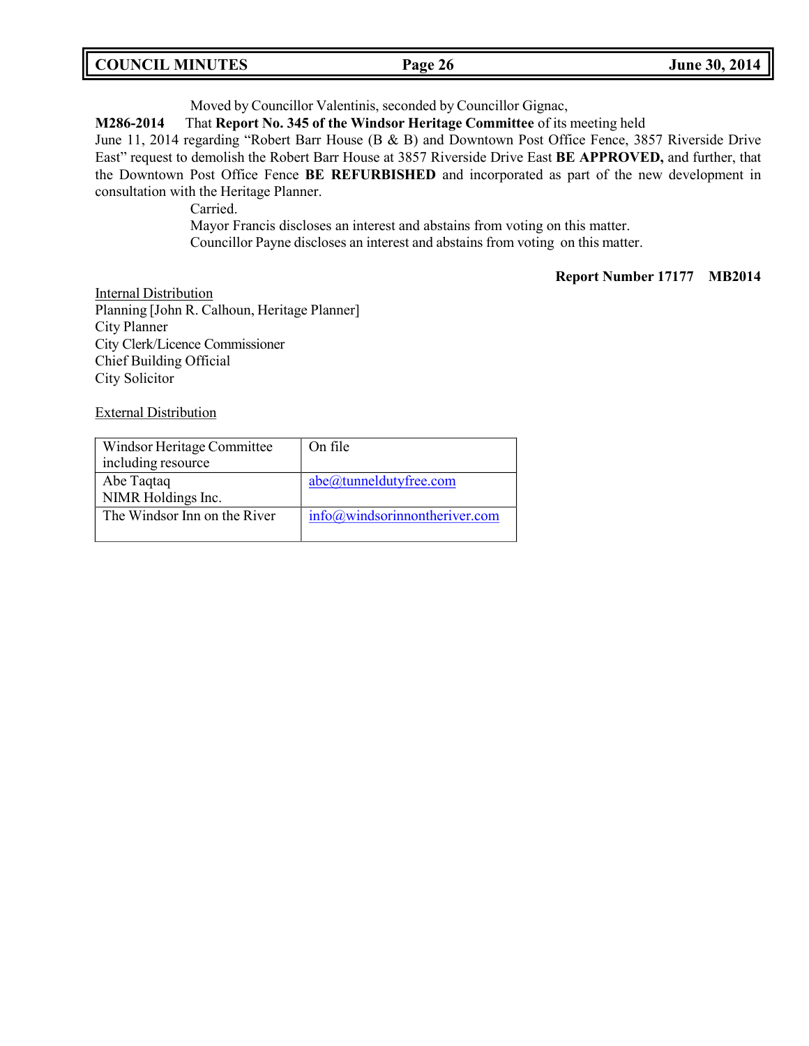Moved by Councillor Valentinis, seconded by Councillor Gignac,

**M286-2014** That **Report No. 345 of the Windsor Heritage Committee** of its meeting held June 11, 2014 regarding "Robert Barr House (B & B) and Downtown Post Office Fence, 3857 Riverside Drive East" request to demolish the Robert Barr House at 3857 Riverside Drive East **BE APPROVED,** and further, that the Downtown Post Office Fence **BE REFURBISHED** and incorporated as part of the new development in consultation with the Heritage Planner.

Carried.

Mayor Francis discloses an interest and abstains from voting on this matter.

Councillor Payne discloses an interest and abstains from voting on this matter.

**Report Number 17177 MB2014**

Internal Distribution

Planning [John R. Calhoun, Heritage Planner]
City Planner
City Clerk/Licence Commissioner
Chief Building Official
City Solicitor

External Distribution

| | |
|---|---|
| Windsor Heritage Committee including resource | On file |
| Abe Taqtaq<br>NIMR Holdings Inc. | abe@tunneldutyfree.com |
| The Windsor Inn on the River | info@windsorinnontheriver.com |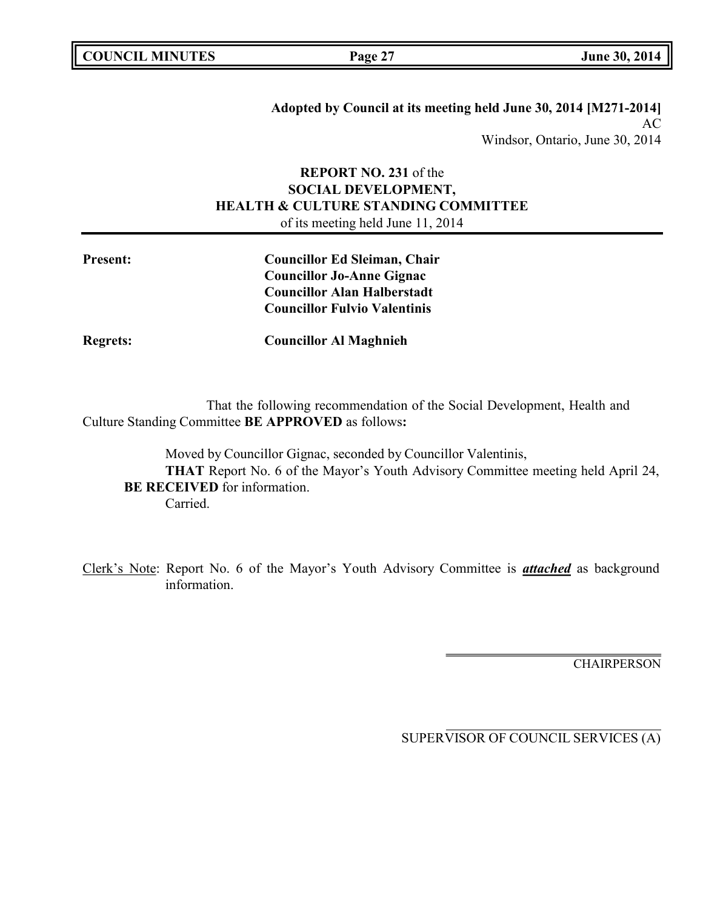**Adopted by Council at its meeting held June 30, 2014 [M271-2014]**
AC
Windsor, Ontario, June 30, 2014

**REPORT NO. 231** of the
**SOCIAL DEVELOPMENT,**
**HEALTH & CULTURE STANDING COMMITTEE**
of its meeting held June 11, 2014

**Present:** **Councillor Ed Sleiman, Chair**
**Councillor Jo-Anne Gignac**
**Councillor Alan Halberstadt**
**Councillor Fulvio Valentinis**

**Regrets:** **Councillor Al Maghnieh**

That the following recommendation of the Social Development, Health and Culture Standing Committee **BE APPROVED** as follows**:**

Moved by Councillor Gignac, seconded by Councillor Valentinis,
**THAT** Report No. 6 of the Mayor's Youth Advisory Committee meeting held April 24, **BE RECEIVED** for information.
Carried.

Clerk's Note: Report No. 6 of the Mayor's Youth Advisory Committee is ***attached*** as background information.

CHAIRPERSON

SUPERVISOR OF COUNCIL SERVICES (A)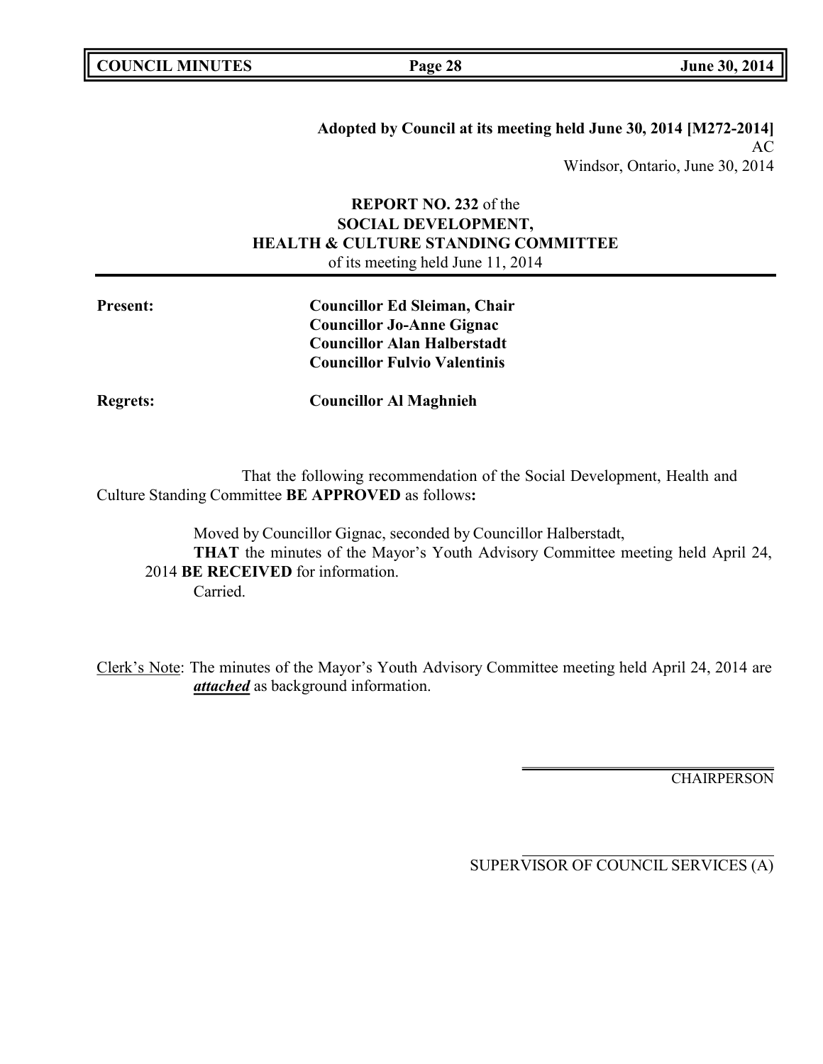**Adopted by Council at its meeting held June 30, 2014 [M272-2014]**
AC
Windsor, Ontario, June 30, 2014

**REPORT NO. 232** of the
**SOCIAL DEVELOPMENT,**
**HEALTH & CULTURE STANDING COMMITTEE**
of its meeting held June 11, 2014

**Present:** **Councillor Ed Sleiman, Chair**
**Councillor Jo-Anne Gignac**
**Councillor Alan Halberstadt**
**Councillor Fulvio Valentinis**

**Regrets:** **Councillor Al Maghnieh**

That the following recommendation of the Social Development, Health and Culture Standing Committee **BE APPROVED** as follows**:**

Moved by Councillor Gignac, seconded by Councillor Halberstadt,
**THAT** the minutes of the Mayor's Youth Advisory Committee meeting held April 24, 2014 **BE RECEIVED** for information.
Carried.

Clerk's Note: The minutes of the Mayor's Youth Advisory Committee meeting held April 24, 2014 are ***attached*** as background information.

CHAIRPERSON

SUPERVISOR OF COUNCIL SERVICES (A)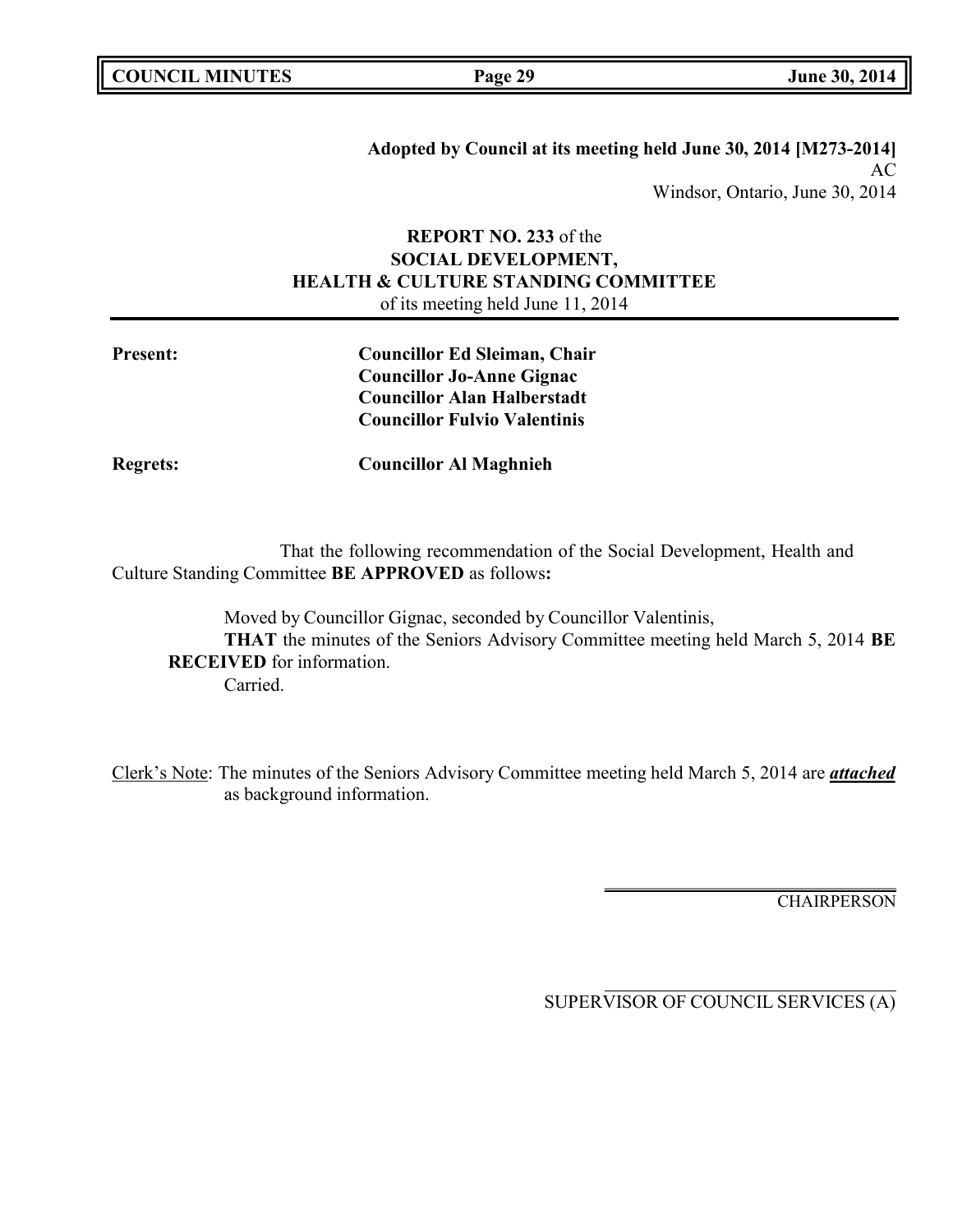**Adopted by Council at its meeting held June 30, 2014 [M273-2014]**
AC
Windsor, Ontario, June 30, 2014

**REPORT NO. 233** of the
**SOCIAL DEVELOPMENT,**
**HEALTH & CULTURE STANDING COMMITTEE**
of its meeting held June 11, 2014

---

**Present:** **Councillor Ed Sleiman, Chair**
**Councillor Jo-Anne Gignac**
**Councillor Alan Halberstadt**
**Councillor Fulvio Valentinis**

**Regrets:** **Councillor Al Maghnieh**

That the following recommendation of the Social Development, Health and Culture Standing Committee **BE APPROVED** as follows**:**

Moved by Councillor Gignac, seconded by Councillor Valentinis,
**THAT** the minutes of the Seniors Advisory Committee meeting held March 5, 2014 **BE RECEIVED** for information.
Carried.

Clerk's Note: The minutes of the Seniors Advisory Committee meeting held March 5, 2014 are ***attached*** as background information.

CHAIRPERSON

SUPERVISOR OF COUNCIL SERVICES (A)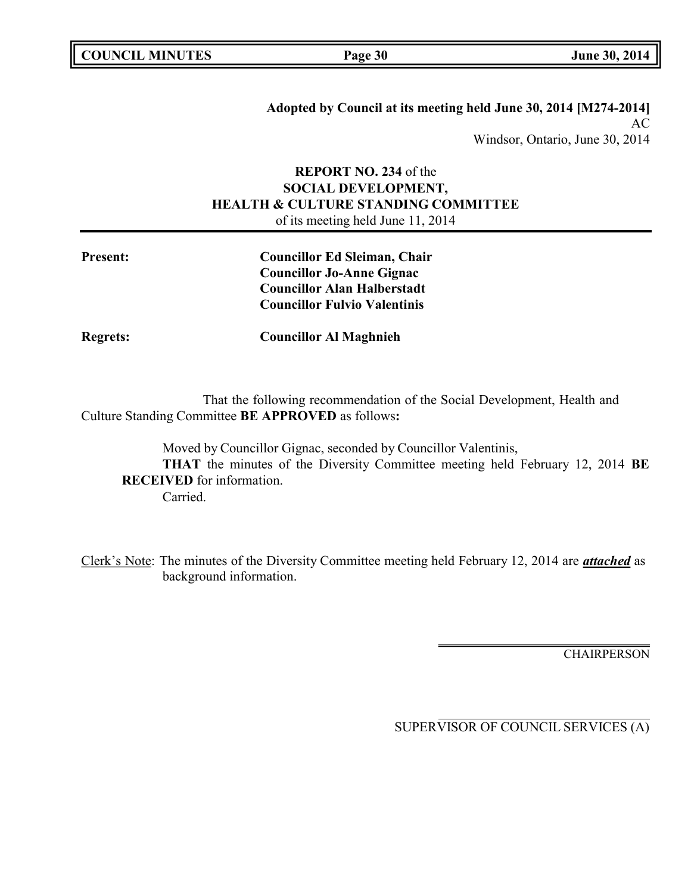**Adopted by Council at its meeting held June 30, 2014 [M274-2014]**
AC
Windsor, Ontario, June 30, 2014

**REPORT NO. 234** of the
**SOCIAL DEVELOPMENT,**
**HEALTH & CULTURE STANDING COMMITTEE**
of its meeting held June 11, 2014

---

**Present:** **Councillor Ed Sleiman, Chair**
**Councillor Jo-Anne Gignac**
**Councillor Alan Halberstadt**
**Councillor Fulvio Valentinis**

**Regrets:** **Councillor Al Maghnieh**

That the following recommendation of the Social Development, Health and Culture Standing Committee **BE APPROVED** as follows**:**

Moved by Councillor Gignac, seconded by Councillor Valentinis,
**THAT** the minutes of the Diversity Committee meeting held February 12, 2014 **BE RECEIVED** for information.
Carried.

Clerk's Note: The minutes of the Diversity Committee meeting held February 12, 2014 are ***attached*** as background information.

CHAIRPERSON

SUPERVISOR OF COUNCIL SERVICES (A)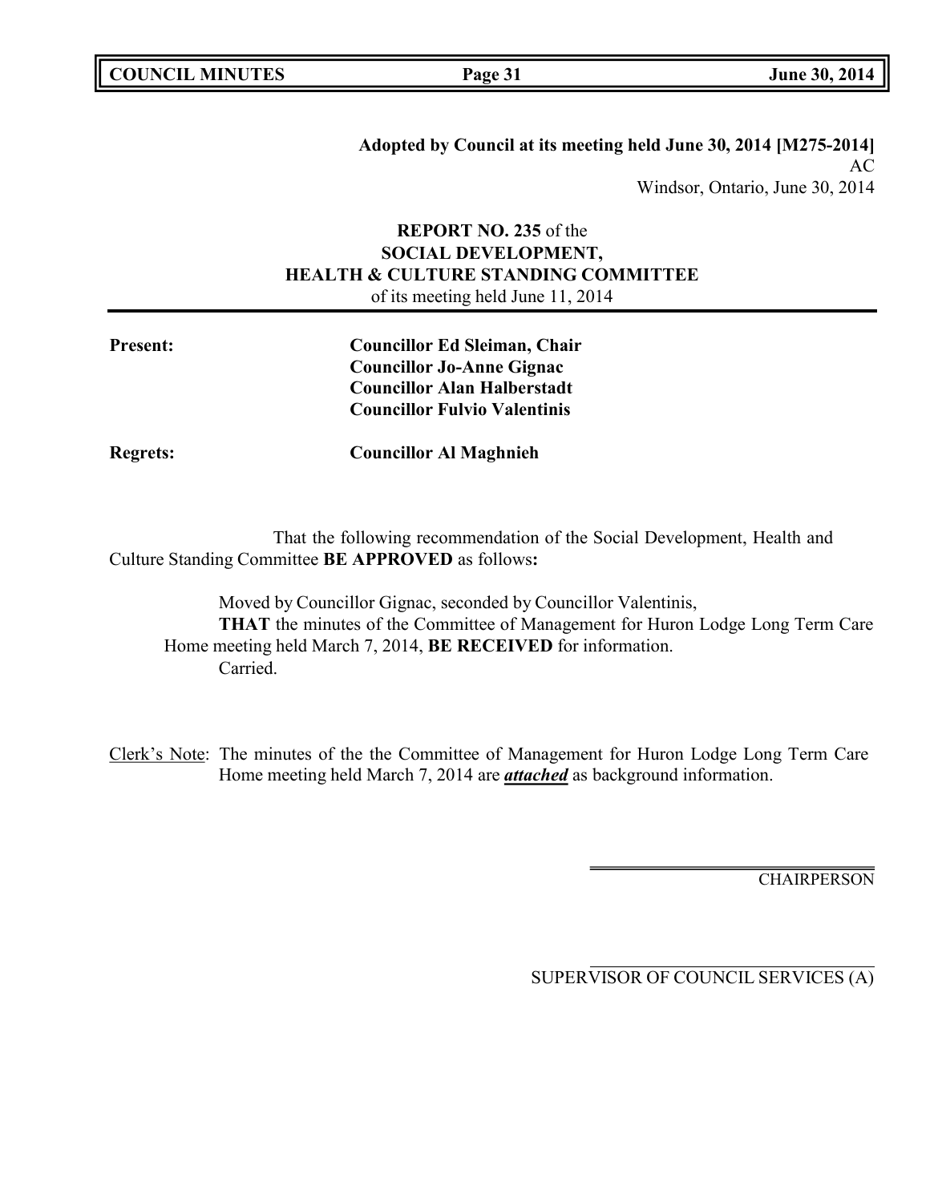**Adopted by Council at its meeting held June 30, 2014 [M275-2014]**
AC
Windsor, Ontario, June 30, 2014

**REPORT NO. 235** of the
**SOCIAL DEVELOPMENT,**
**HEALTH & CULTURE STANDING COMMITTEE**
of its meeting held June 11, 2014

**Present:** **Councillor Ed Sleiman, Chair**
**Councillor Jo-Anne Gignac**
**Councillor Alan Halberstadt**
**Councillor Fulvio Valentinis**

**Regrets:** **Councillor Al Maghnieh**

That the following recommendation of the Social Development, Health and Culture Standing Committee **BE APPROVED** as follows**:**

Moved by Councillor Gignac, seconded by Councillor Valentinis,
**THAT** the minutes of the Committee of Management for Huron Lodge Long Term Care Home meeting held March 7, 2014, **BE RECEIVED** for information.
Carried.

Clerk's Note: The minutes of the the Committee of Management for Huron Lodge Long Term Care Home meeting held March 7, 2014 are ***attached*** as background information.

CHAIRPERSON

SUPERVISOR OF COUNCIL SERVICES (A)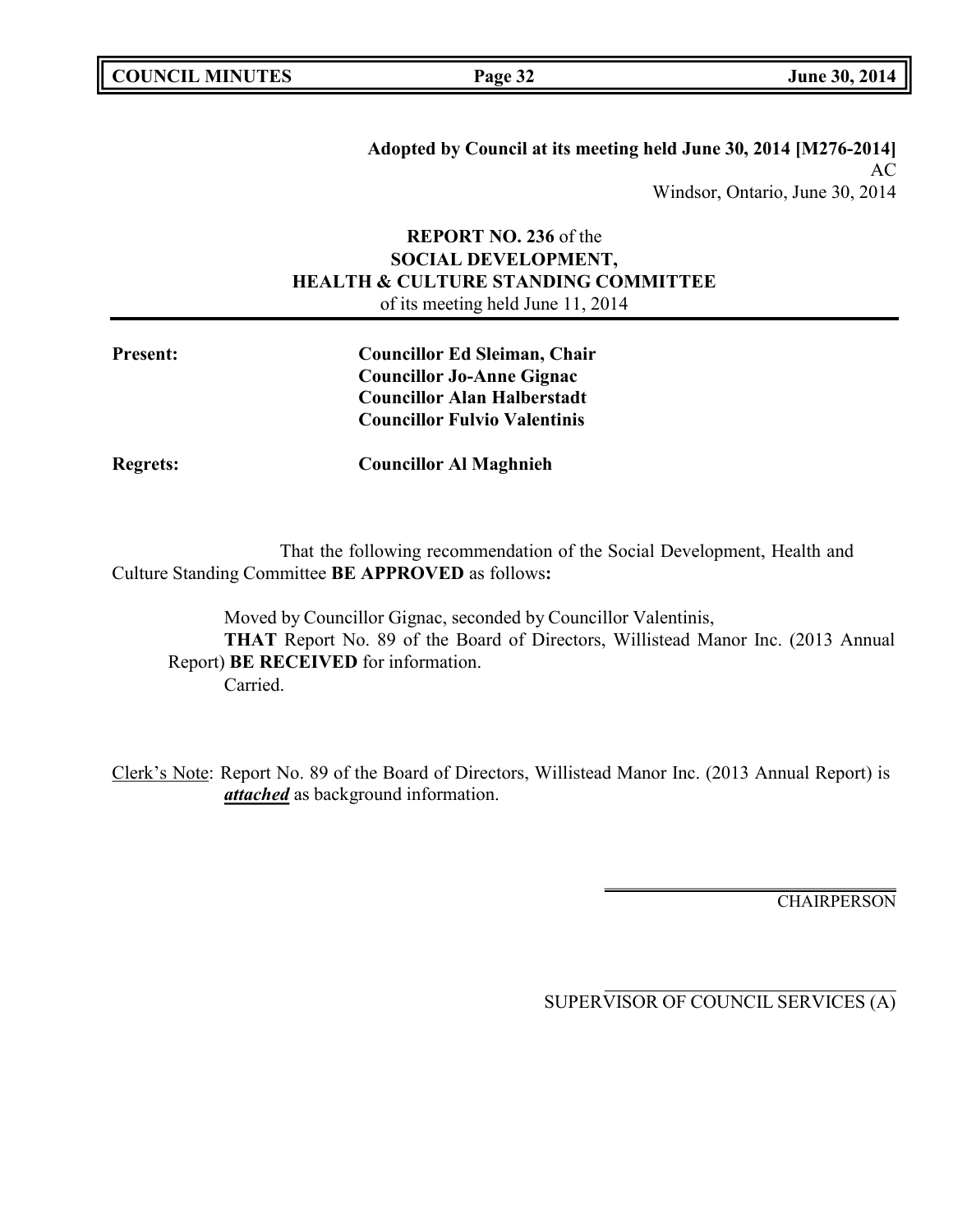**Adopted by Council at its meeting held June 30, 2014 [M276-2014]**
AC
Windsor, Ontario, June 30, 2014

**REPORT NO. 236** of the
**SOCIAL DEVELOPMENT,**
**HEALTH & CULTURE STANDING COMMITTEE**
of its meeting held June 11, 2014

**Present:** **Councillor Ed Sleiman, Chair**
**Councillor Jo-Anne Gignac**
**Councillor Alan Halberstadt**
**Councillor Fulvio Valentinis**

**Regrets:** **Councillor Al Maghnieh**

That the following recommendation of the Social Development, Health and Culture Standing Committee **BE APPROVED** as follows**:**

Moved by Councillor Gignac, seconded by Councillor Valentinis,
**THAT** Report No. 89 of the Board of Directors, Willistead Manor Inc. (2013 Annual Report) **BE RECEIVED** for information.
Carried.

Clerk's Note: Report No. 89 of the Board of Directors, Willistead Manor Inc. (2013 Annual Report) is ***attached*** as background information.

CHAIRPERSON

SUPERVISOR OF COUNCIL SERVICES (A)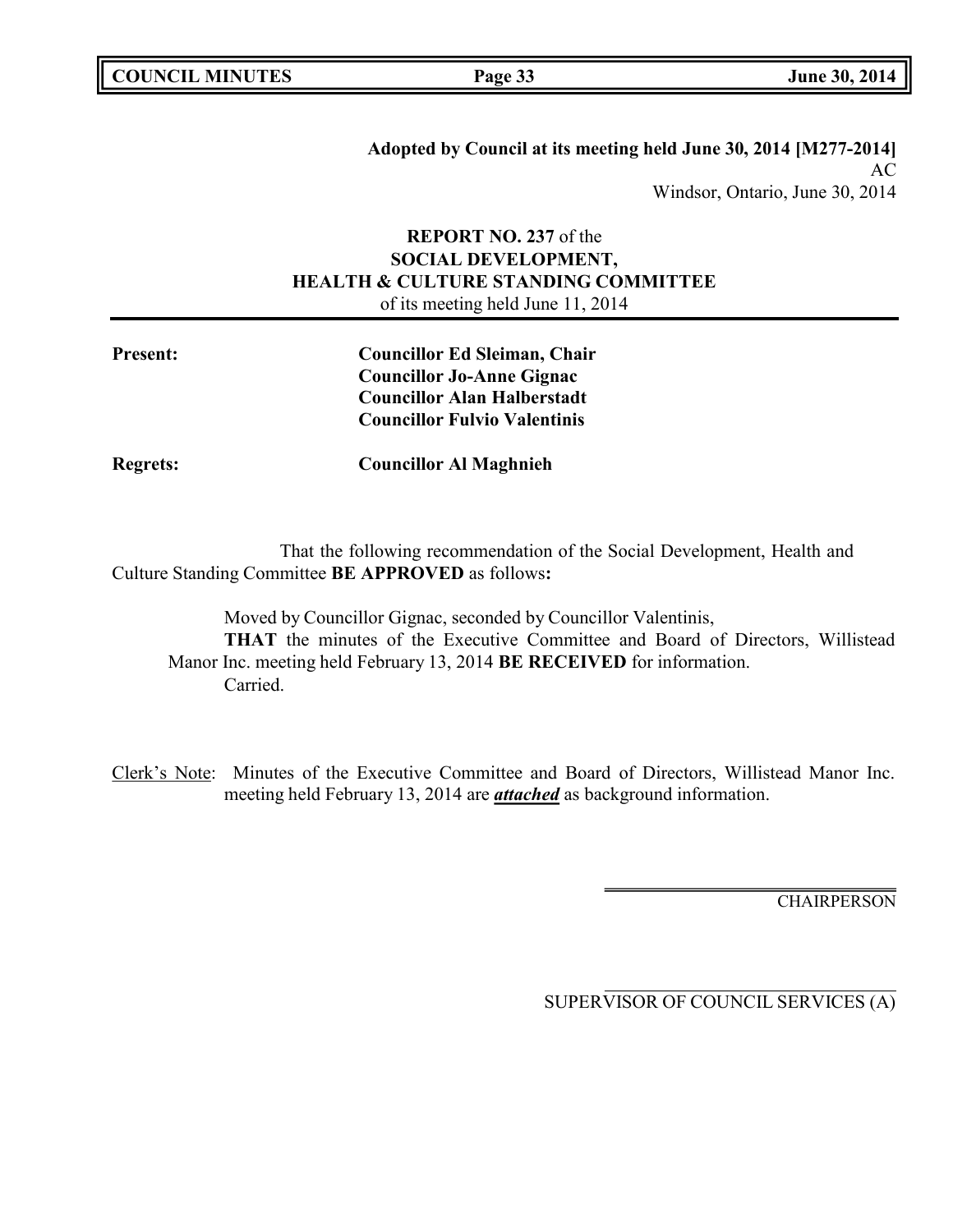**Adopted by Council at its meeting held June 30, 2014 [M277-2014]**
AC
Windsor, Ontario, June 30, 2014

**REPORT NO. 237** of the
**SOCIAL DEVELOPMENT,**
**HEALTH & CULTURE STANDING COMMITTEE**
of its meeting held June 11, 2014

**Present:** **Councillor Ed Sleiman, Chair**
**Councillor Jo-Anne Gignac**
**Councillor Alan Halberstadt**
**Councillor Fulvio Valentinis**

**Regrets:** **Councillor Al Maghnieh**

That the following recommendation of the Social Development, Health and Culture Standing Committee **BE APPROVED** as follows**:**

Moved by Councillor Gignac, seconded by Councillor Valentinis,
**THAT** the minutes of the Executive Committee and Board of Directors, Willistead Manor Inc. meeting held February 13, 2014 **BE RECEIVED** for information.
Carried.

Clerk's Note: Minutes of the Executive Committee and Board of Directors, Willistead Manor Inc. meeting held February 13, 2014 are ***attached*** as background information.

CHAIRPERSON

SUPERVISOR OF COUNCIL SERVICES (A)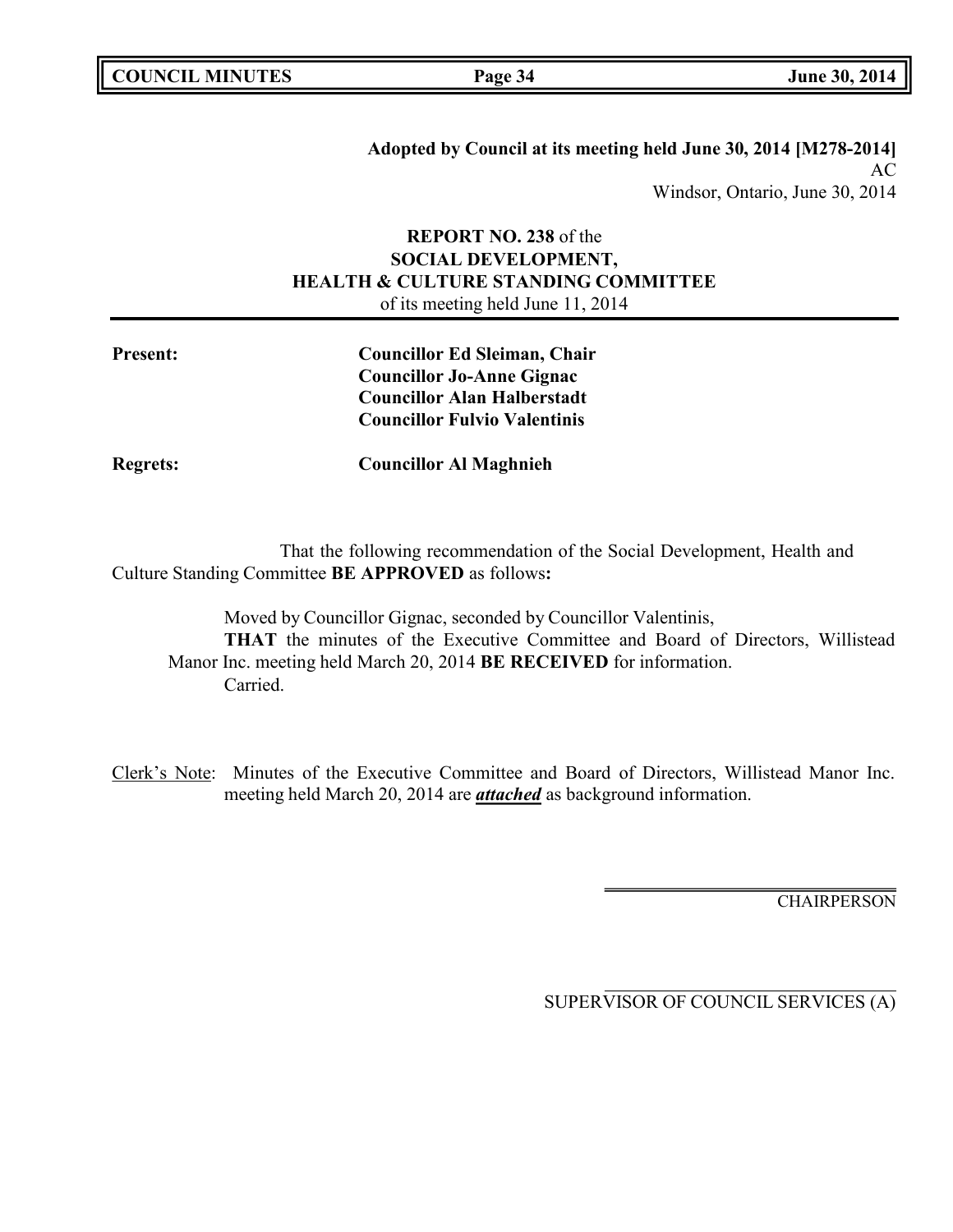**Adopted by Council at its meeting held June 30, 2014 [M278-2014]**
AC
Windsor, Ontario, June 30, 2014

**REPORT NO. 238** of the
**SOCIAL DEVELOPMENT,**
**HEALTH & CULTURE STANDING COMMITTEE**
of its meeting held June 11, 2014

| | |
|---|---|
| **Present:** | **Councillor Ed Sleiman, Chair**<br>**Councillor Jo-Anne Gignac**<br>**Councillor Alan Halberstadt**<br>**Councillor Fulvio Valentinis** |
| **Regrets:** | **Councillor Al Maghnieh** |

That the following recommendation of the Social Development, Health and Culture Standing Committee **BE APPROVED** as follows**:**

Moved by Councillor Gignac, seconded by Councillor Valentinis,
**THAT** the minutes of the Executive Committee and Board of Directors, Willistead Manor Inc. meeting held March 20, 2014 **BE RECEIVED** for information.
Carried.

Clerk's Note: Minutes of the Executive Committee and Board of Directors, Willistead Manor Inc. meeting held March 20, 2014 are ***attached*** as background information.

CHAIRPERSON

SUPERVISOR OF COUNCIL SERVICES (A)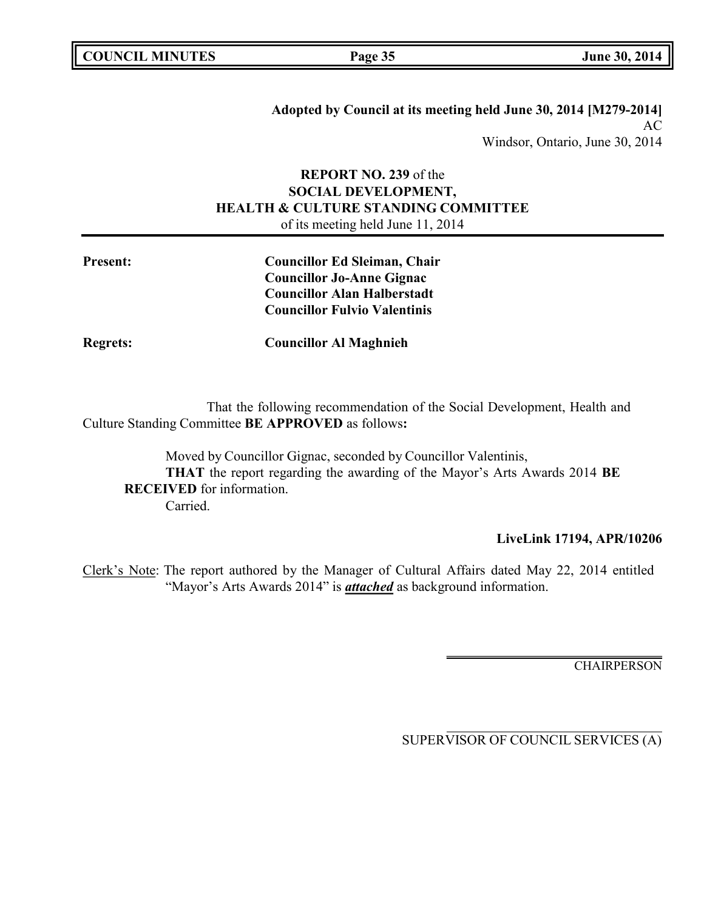**Adopted by Council at its meeting held June 30, 2014 [M279-2014]**
AC
Windsor, Ontario, June 30, 2014

**REPORT NO. 239** of the
**SOCIAL DEVELOPMENT,**
**HEALTH & CULTURE STANDING COMMITTEE**
of its meeting held June 11, 2014

**Present:** **Councillor Ed Sleiman, Chair**
**Councillor Jo-Anne Gignac**
**Councillor Alan Halberstadt**
**Councillor Fulvio Valentinis**

**Regrets:** **Councillor Al Maghnieh**

That the following recommendation of the Social Development, Health and Culture Standing Committee **BE APPROVED** as follows**:**

Moved by Councillor Gignac, seconded by Councillor Valentinis,
**THAT** the report regarding the awarding of the Mayor's Arts Awards 2014 **BE RECEIVED** for information.
Carried.

**LiveLink 17194, APR/10206**

Clerk's Note: The report authored by the Manager of Cultural Affairs dated May 22, 2014 entitled "Mayor's Arts Awards 2014" is ***attached*** as background information.

CHAIRPERSON

SUPERVISOR OF COUNCIL SERVICES (A)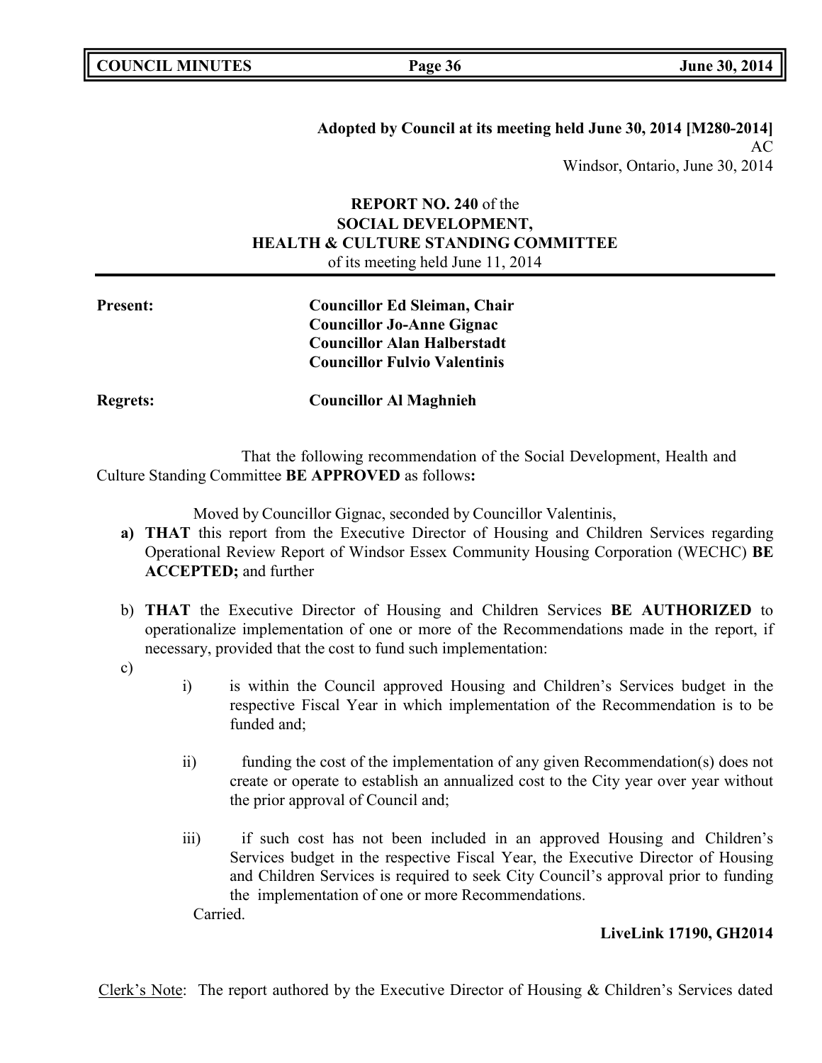**Adopted by Council at its meeting held June 30, 2014 [M280-2014]**
AC
Windsor, Ontario, June 30, 2014

**REPORT NO. 240** of the
**SOCIAL DEVELOPMENT,**
**HEALTH & CULTURE STANDING COMMITTEE**
of its meeting held June 11, 2014

**Present:** **Councillor Ed Sleiman, Chair**
**Councillor Jo-Anne Gignac**
**Councillor Alan Halberstadt**
**Councillor Fulvio Valentinis**

**Regrets:** **Councillor Al Maghnieh**

That the following recommendation of the Social Development, Health and Culture Standing Committee **BE APPROVED** as follows**:**

Moved by Councillor Gignac, seconded by Councillor Valentinis,

**a) THAT** this report from the Executive Director of Housing and Children Services regarding Operational Review Report of Windsor Essex Community Housing Corporation (WECHC) **BE ACCEPTED;** and further

b) **THAT** the Executive Director of Housing and Children Services **BE AUTHORIZED** to operationalize implementation of one or more of the Recommendations made in the report, if necessary, provided that the cost to fund such implementation:

c)

i) is within the Council approved Housing and Children's Services budget in the respective Fiscal Year in which implementation of the Recommendation is to be funded and;

ii) funding the cost of the implementation of any given Recommendation(s) does not create or operate to establish an annualized cost to the City year over year without the prior approval of Council and;

iii) if such cost has not been included in an approved Housing and Children's Services budget in the respective Fiscal Year, the Executive Director of Housing and Children Services is required to seek City Council's approval prior to funding the implementation of one or more Recommendations.

Carried.

**LiveLink 17190, GH2014**

Clerk's Note: The report authored by the Executive Director of Housing & Children's Services dated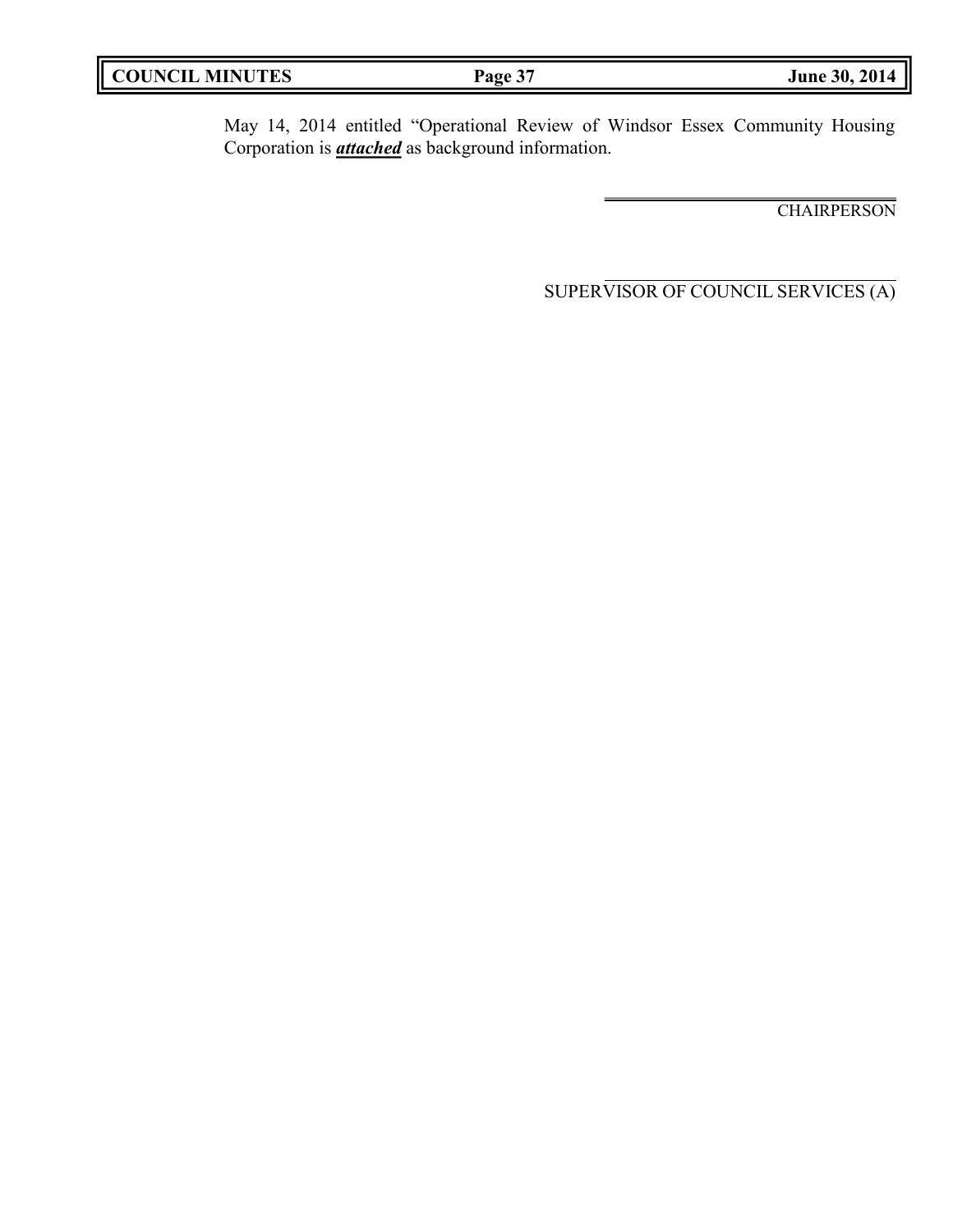May 14, 2014 entitled "Operational Review of Windsor Essex Community Housing Corporation is ***attached*** as background information.

CHAIRPERSON

SUPERVISOR OF COUNCIL SERVICES (A)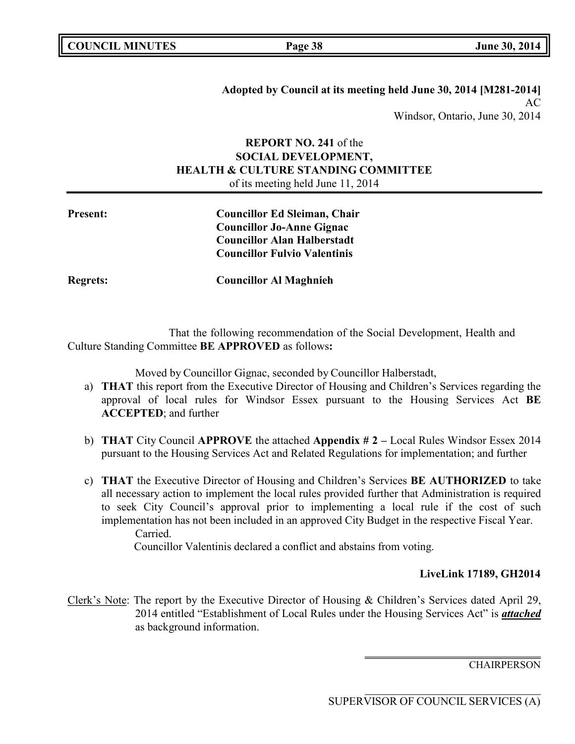**Adopted by Council at its meeting held June 30, 2014 [M281-2014]**
AC
Windsor, Ontario, June 30, 2014

**REPORT NO. 241** of the
**SOCIAL DEVELOPMENT,**
**HEALTH & CULTURE STANDING COMMITTEE**
of its meeting held June 11, 2014

**Present:** **Councillor Ed Sleiman, Chair**
**Councillor Jo-Anne Gignac**
**Councillor Alan Halberstadt**
**Councillor Fulvio Valentinis**

**Regrets:** **Councillor Al Maghnieh**

That the following recommendation of the Social Development, Health and Culture Standing Committee **BE APPROVED** as follows**:**

Moved by Councillor Gignac, seconded by Councillor Halberstadt,

a) **THAT** this report from the Executive Director of Housing and Children's Services regarding the approval of local rules for Windsor Essex pursuant to the Housing Services Act **BE ACCEPTED**; and further

b) **THAT** City Council **APPROVE** the attached **Appendix # 2 –** Local Rules Windsor Essex 2014 pursuant to the Housing Services Act and Related Regulations for implementation; and further

c) **THAT** the Executive Director of Housing and Children's Services **BE AUTHORIZED** to take all necessary action to implement the local rules provided further that Administration is required to seek City Council's approval prior to implementing a local rule if the cost of such implementation has not been included in an approved City Budget in the respective Fiscal Year.
Carried.
Councillor Valentinis declared a conflict and abstains from voting.

**LiveLink 17189, GH2014**

Clerk's Note: The report by the Executive Director of Housing & Children's Services dated April 29, 2014 entitled "Establishment of Local Rules under the Housing Services Act" is ***attached*** as background information.

CHAIRPERSON

SUPERVISOR OF COUNCIL SERVICES (A)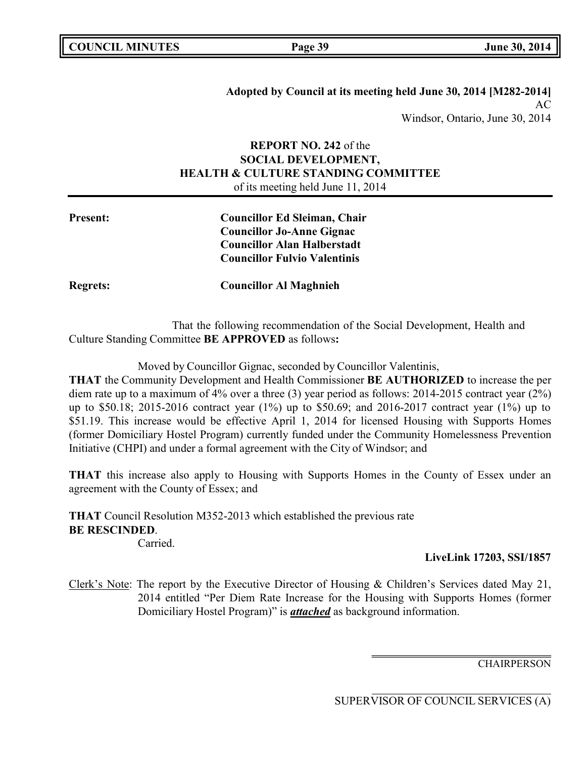**Adopted by Council at its meeting held June 30, 2014 [M282-2014]**
AC
Windsor, Ontario, June 30, 2014

**REPORT NO. 242** of the
**SOCIAL DEVELOPMENT,**
**HEALTH & CULTURE STANDING COMMITTEE**
of its meeting held June 11, 2014

**Present:** **Councillor Ed Sleiman, Chair**
**Councillor Jo-Anne Gignac**
**Councillor Alan Halberstadt**
**Councillor Fulvio Valentinis**

**Regrets:** **Councillor Al Maghnieh**

That the following recommendation of the Social Development, Health and Culture Standing Committee **BE APPROVED** as follows**:**

Moved by Councillor Gignac, seconded by Councillor Valentinis,

**THAT** the Community Development and Health Commissioner **BE AUTHORIZED** to increase the per diem rate up to a maximum of 4% over a three (3) year period as follows: 2014-2015 contract year (2%) up to $50.18; 2015-2016 contract year (1%) up to $50.69; and 2016-2017 contract year (1%) up to $51.19. This increase would be effective April 1, 2014 for licensed Housing with Supports Homes (former Domiciliary Hostel Program) currently funded under the Community Homelessness Prevention Initiative (CHPI) and under a formal agreement with the City of Windsor; and

**THAT** this increase also apply to Housing with Supports Homes in the County of Essex under an agreement with the County of Essex; and

**THAT** Council Resolution M352-2013 which established the previous rate **BE RESCINDED**.

Carried.

**LiveLink 17203, SSI/1857**

Clerk's Note: The report by the Executive Director of Housing & Children's Services dated May 21, 2014 entitled "Per Diem Rate Increase for the Housing with Supports Homes (former Domiciliary Hostel Program)" is ***attached*** as background information.

CHAIRPERSON

SUPERVISOR OF COUNCIL SERVICES (A)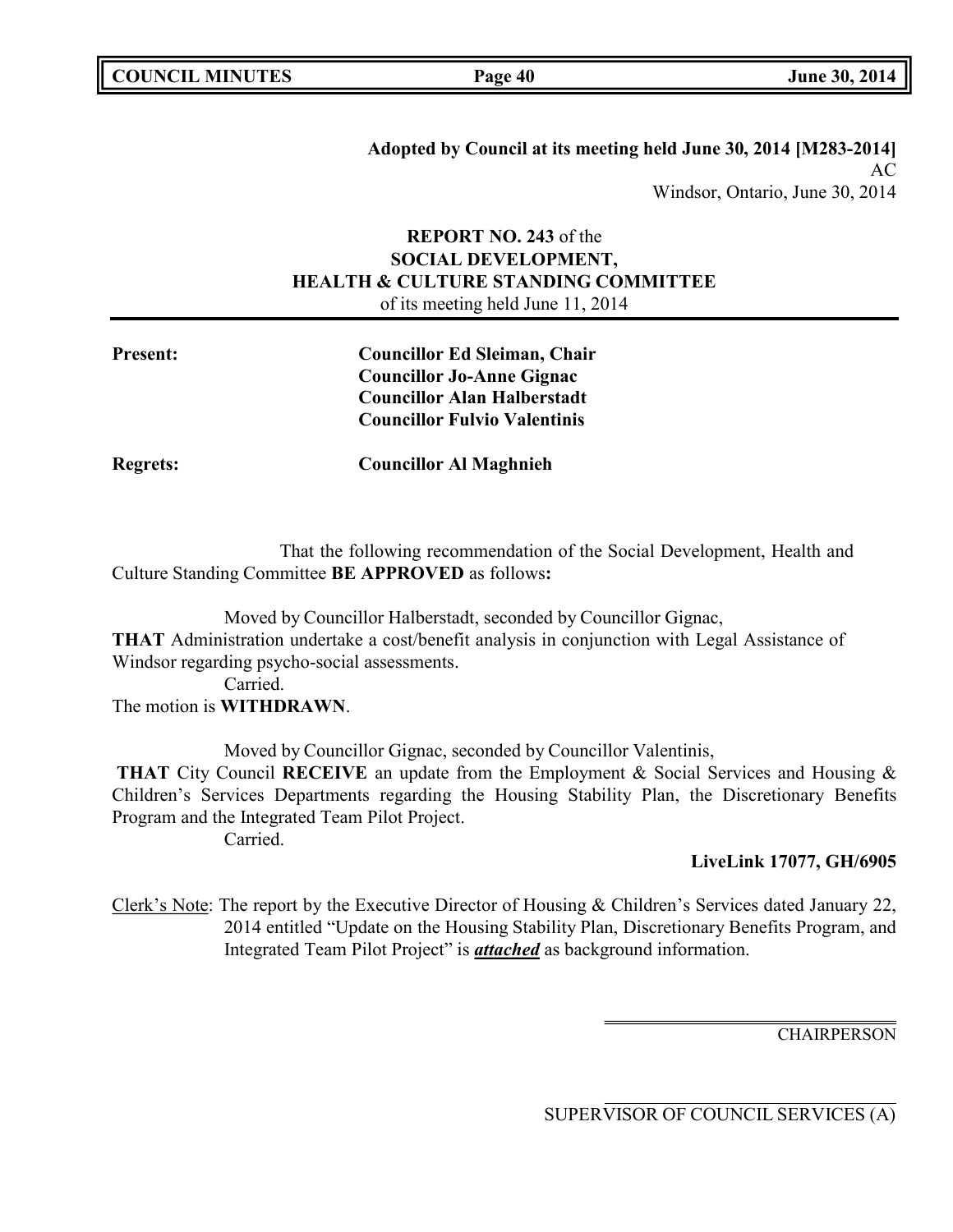**Adopted by Council at its meeting held June 30, 2014 [M283-2014]**
AC
Windsor, Ontario, June 30, 2014

**REPORT NO. 243** of the
**SOCIAL DEVELOPMENT,**
**HEALTH & CULTURE STANDING COMMITTEE**
of its meeting held June 11, 2014

**Present:** **Councillor Ed Sleiman, Chair**
**Councillor Jo-Anne Gignac**
**Councillor Alan Halberstadt**
**Councillor Fulvio Valentinis**

**Regrets:** **Councillor Al Maghnieh**

That the following recommendation of the Social Development, Health and Culture Standing Committee **BE APPROVED** as follows**:**

Moved by Councillor Halberstadt, seconded by Councillor Gignac,
**THAT** Administration undertake a cost/benefit analysis in conjunction with Legal Assistance of Windsor regarding psycho-social assessments.
Carried.
The motion is **WITHDRAWN**.

Moved by Councillor Gignac, seconded by Councillor Valentinis,
**THAT** City Council **RECEIVE** an update from the Employment & Social Services and Housing & Children's Services Departments regarding the Housing Stability Plan, the Discretionary Benefits Program and the Integrated Team Pilot Project.
Carried.

**LiveLink 17077, GH/6905**

Clerk's Note: The report by the Executive Director of Housing & Children's Services dated January 22, 2014 entitled "Update on the Housing Stability Plan, Discretionary Benefits Program, and Integrated Team Pilot Project" is ***attached*** as background information.

CHAIRPERSON

SUPERVISOR OF COUNCIL SERVICES (A)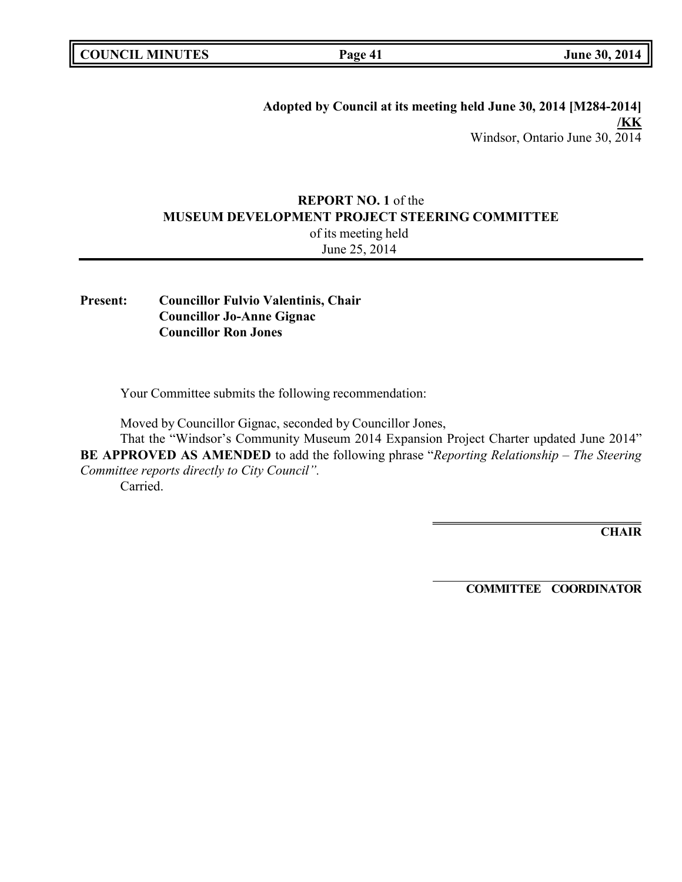**Adopted by Council at its meeting held June 30, 2014 [M284-2014]**
**/KK**
Windsor, Ontario June 30, 2014

**REPORT NO. 1** of the
**MUSEUM DEVELOPMENT PROJECT STEERING COMMITTEE**
of its meeting held
June 25, 2014

**Present:** **Councillor Fulvio Valentinis, Chair**
**Councillor Jo-Anne Gignac**
**Councillor Ron Jones**

Your Committee submits the following recommendation:

Moved by Councillor Gignac, seconded by Councillor Jones,
That the "Windsor's Community Museum 2014 Expansion Project Charter updated June 2014" **BE APPROVED AS AMENDED** to add the following phrase "*Reporting Relationship – The Steering Committee reports directly to City Council".*
Carried.

**CHAIR**

**COMMITTEE COORDINATOR**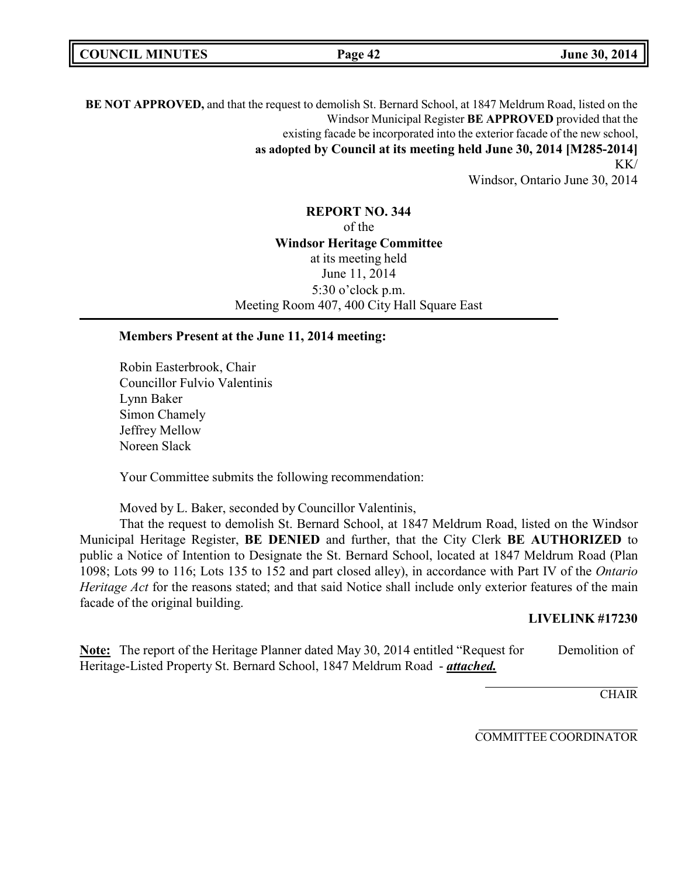**BE NOT APPROVED,** and that the request to demolish St. Bernard School, at 1847 Meldrum Road, listed on the Windsor Municipal Register **BE APPROVED** provided that the existing facade be incorporated into the exterior facade of the new school,

**as adopted by Council at its meeting held June 30, 2014 [M285-2014]**

KK/

Windsor, Ontario June 30, 2014

**REPORT NO. 344**
of the
**Windsor Heritage Committee**
at its meeting held
June 11, 2014
5:30 o'clock p.m.
Meeting Room 407, 400 City Hall Square East

---

**Members Present at the June 11, 2014 meeting:**

Robin Easterbrook, Chair
Councillor Fulvio Valentinis
Lynn Baker
Simon Chamely
Jeffrey Mellow
Noreen Slack

Your Committee submits the following recommendation:

Moved by L. Baker, seconded by Councillor Valentinis,

That the request to demolish St. Bernard School, at 1847 Meldrum Road, listed on the Windsor Municipal Heritage Register, **BE DENIED** and further, that the City Clerk **BE AUTHORIZED** to public a Notice of Intention to Designate the St. Bernard School, located at 1847 Meldrum Road (Plan 1098; Lots 99 to 116; Lots 135 to 152 and part closed alley), in accordance with Part IV of the *Ontario Heritage Act* for the reasons stated; and that said Notice shall include only exterior features of the main facade of the original building.

**LIVELINK #17230**

**Note:** The report of the Heritage Planner dated May 30, 2014 entitled "Request for Demolition of Heritage-Listed Property St. Bernard School, 1847 Meldrum Road - ***attached.***

CHAIR

COMMITTEE COORDINATOR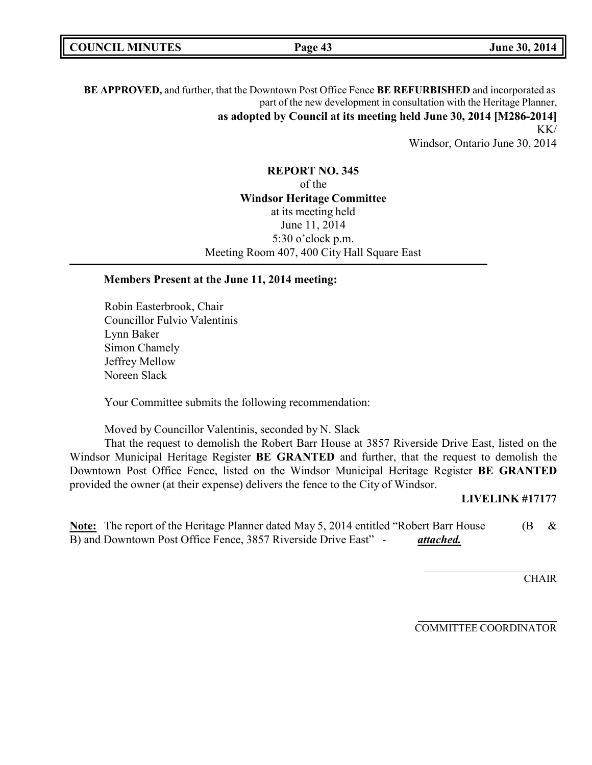**BE APPROVED,** and further, that the Downtown Post Office Fence **BE REFURBISHED** and incorporated as part of the new development in consultation with the Heritage Planner,

**as adopted by Council at its meeting held June 30, 2014 [M286-2014]**

KK/

Windsor, Ontario June 30, 2014

**REPORT NO. 345**

of the

**Windsor Heritage Committee**

at its meeting held

June 11, 2014

5:30 o'clock p.m.

Meeting Room 407, 400 City Hall Square East

---

**Members Present at the June 11, 2014 meeting:**

Robin Easterbrook, Chair
Councillor Fulvio Valentinis
Lynn Baker
Simon Chamely
Jeffrey Mellow
Noreen Slack

Your Committee submits the following recommendation:

Moved by Councillor Valentinis, seconded by N. Slack

That the request to demolish the Robert Barr House at 3857 Riverside Drive East, listed on the Windsor Municipal Heritage Register **BE GRANTED** and further, that the request to demolish the Downtown Post Office Fence, listed on the Windsor Municipal Heritage Register **BE GRANTED** provided the owner (at their expense) delivers the fence to the City of Windsor.

**LIVELINK #17177**

**Note:** The report of the Heritage Planner dated May 5, 2014 entitled "Robert Barr House (B & B) and Downtown Post Office Fence, 3857 Riverside Drive East" - ***attached.***

CHAIR

COMMITTEE COORDINATOR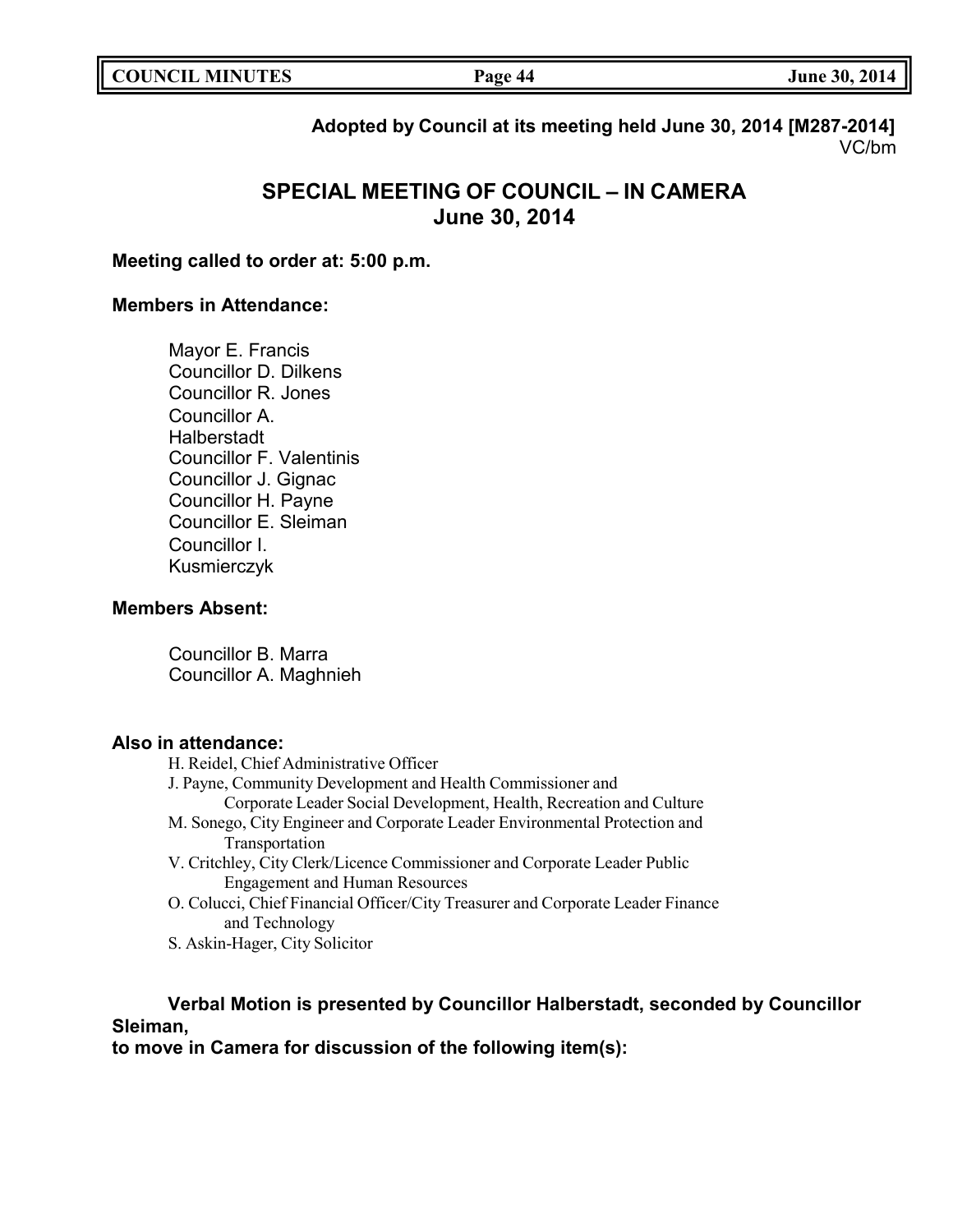**Adopted by Council at its meeting held June 30, 2014 [M287-2014]**
VC/bm

## SPECIAL MEETING OF COUNCIL – IN CAMERA
## June 30, 2014

**Meeting called to order at: 5:00 p.m.**

**Members in Attendance:**

Mayor E. Francis
Councillor D. Dilkens
Councillor R. Jones
Councillor A. Halberstadt
Councillor F. Valentinis
Councillor J. Gignac
Councillor H. Payne
Councillor E. Sleiman
Councillor I. Kusmierczyk

**Members Absent:**

Councillor B. Marra
Councillor A. Maghnieh

**Also in attendance:**

H. Reidel, Chief Administrative Officer
J. Payne, Community Development and Health Commissioner and Corporate Leader Social Development, Health, Recreation and Culture
M. Sonego, City Engineer and Corporate Leader Environmental Protection and Transportation
V. Critchley, City Clerk/Licence Commissioner and Corporate Leader Public Engagement and Human Resources
O. Colucci, Chief Financial Officer/City Treasurer and Corporate Leader Finance and Technology
S. Askin-Hager, City Solicitor

**Verbal Motion is presented by Councillor Halberstadt, seconded by Councillor Sleiman, to move in Camera for discussion of the following item(s):**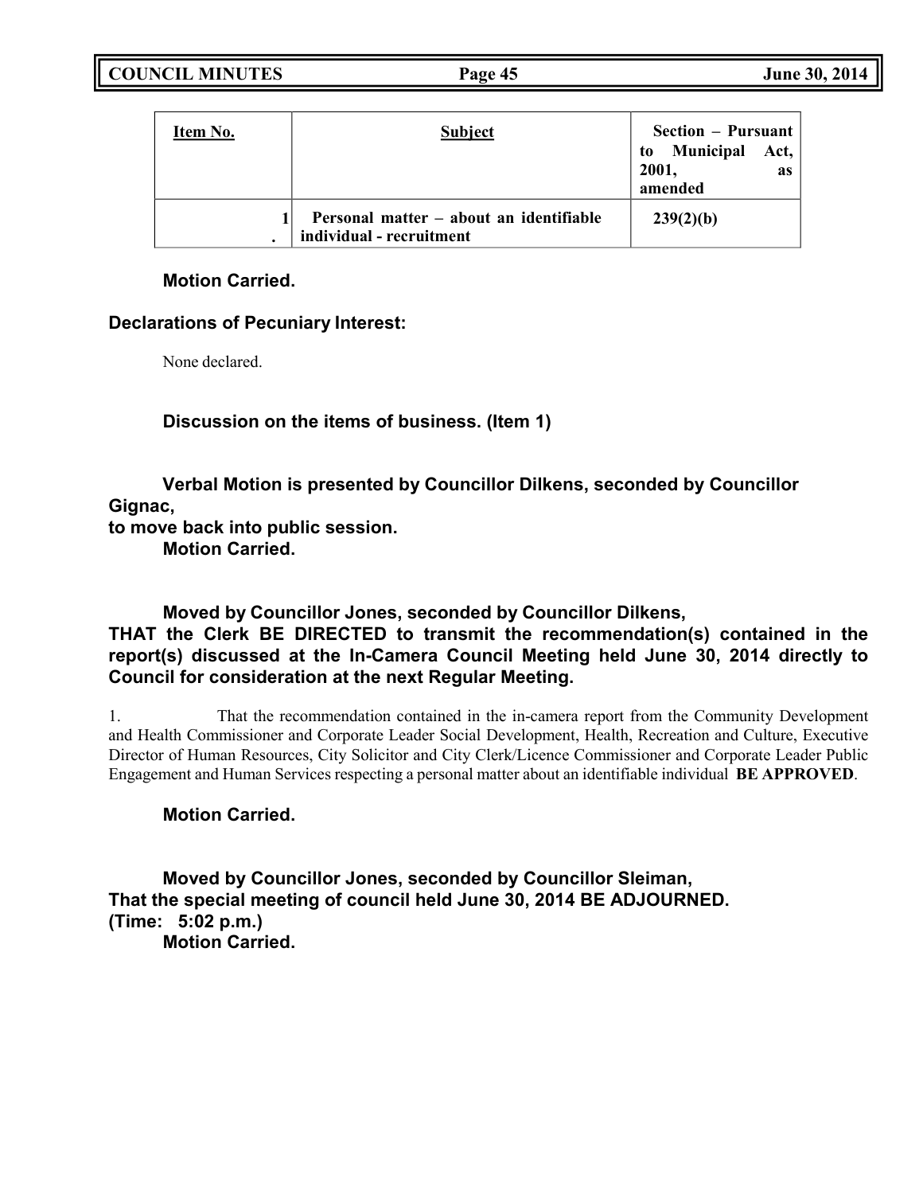| Item No. | Subject | Section – Pursuant to Municipal Act, 2001, as amended |
|---|---|---|
| 1. | Personal matter – about an identifiable individual - recruitment | 239(2)(b) |

**Motion Carried.**

**Declarations of Pecuniary Interest:**

None declared.

**Discussion on the items of business. (Item 1)**

**Verbal Motion is presented by Councillor Dilkens, seconded by Councillor Gignac, to move back into public session.**
**Motion Carried.**

**Moved by Councillor Jones, seconded by Councillor Dilkens,**
**THAT the Clerk BE DIRECTED to transmit the recommendation(s) contained in the report(s) discussed at the In-Camera Council Meeting held June 30, 2014 directly to Council for consideration at the next Regular Meeting.**

1. That the recommendation contained in the in-camera report from the Community Development and Health Commissioner and Corporate Leader Social Development, Health, Recreation and Culture, Executive Director of Human Resources, City Solicitor and City Clerk/Licence Commissioner and Corporate Leader Public Engagement and Human Services respecting a personal matter about an identifiable individual **BE APPROVED**.

**Motion Carried.**

**Moved by Councillor Jones, seconded by Councillor Sleiman,**
**That the special meeting of council held June 30, 2014 BE ADJOURNED.**
**(Time: 5:02 p.m.)**
**Motion Carried.**